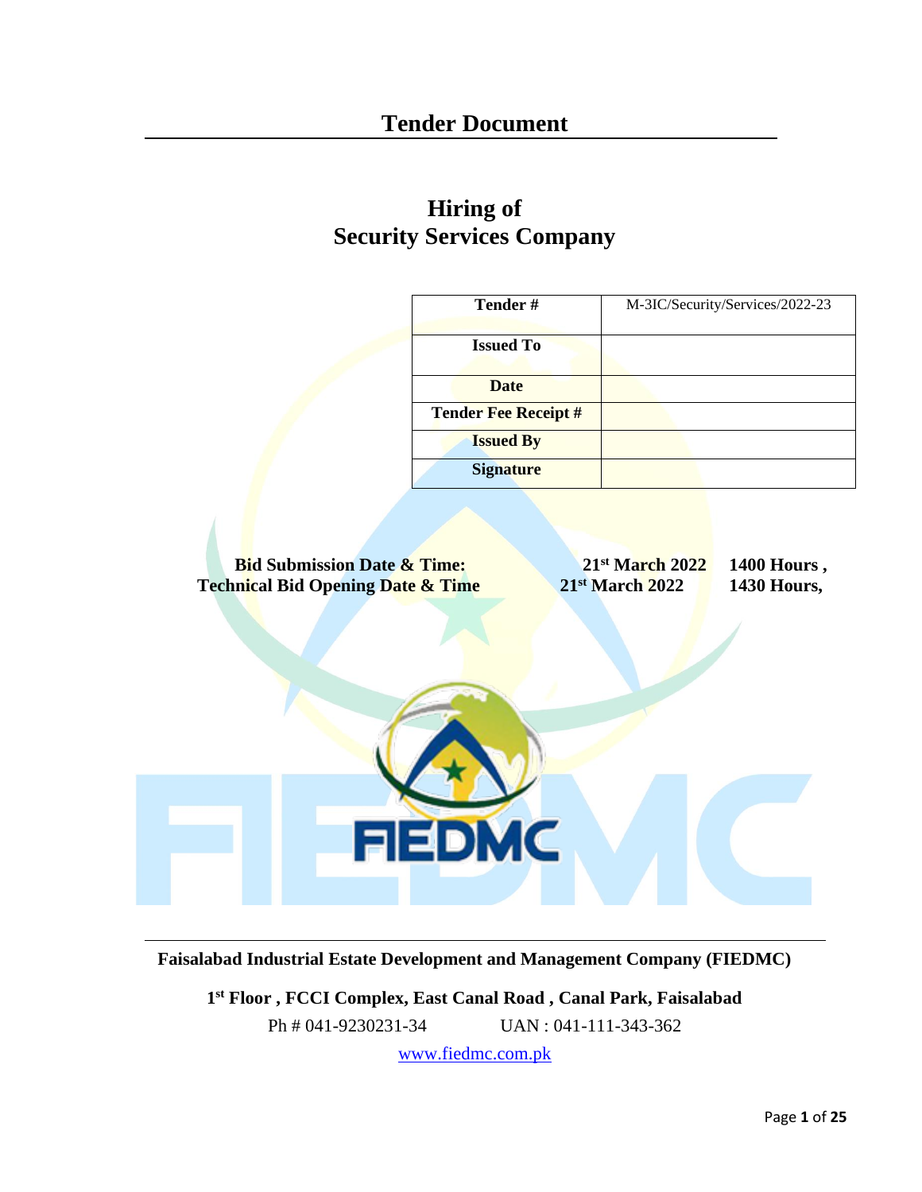# Tender Document

## Hiring of
## Security Services Company

| Tender # | M-3IC/Security/Services/2022-23 |
|---|---|
| Issued To | |
| Date | |
| Tender Fee Receipt # | |
| Issued By | |
| Signature | |

| | | |
|---|---|---|
| **Bid Submission Date & Time:** | **21st March 2022** | **1400 Hours ,** |
| **Technical Bid Opening Date & Time** | **21st March 2022** | **1430 Hours,** |

FIEDMC

**Faisalabad Industrial Estate Development and Management Company (FIEDMC)**

**1st Floor , FCCI Complex, East Canal Road , Canal Park, Faisalabad**

Ph # 041-9230231-34 UAN : 041-111-343-362

www.fiedmc.com.pk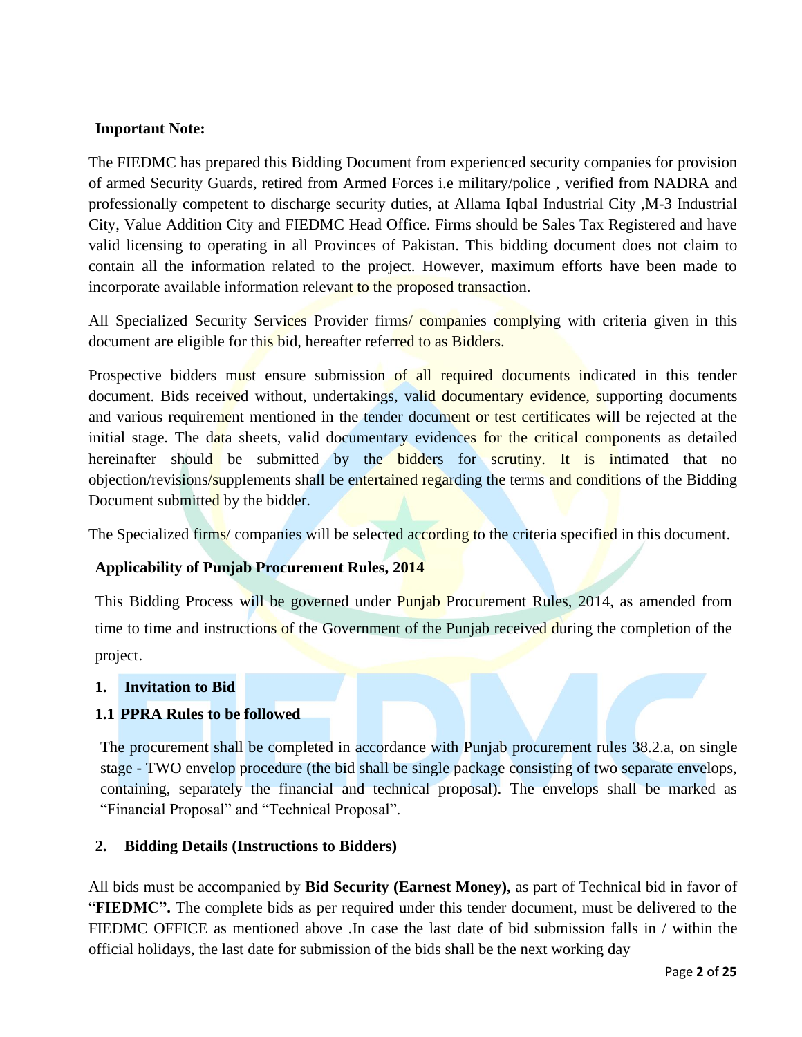**Important Note:**

The FIEDMC has prepared this Bidding Document from experienced security companies for provision of armed Security Guards, retired from Armed Forces i.e military/police , verified from NADRA and professionally competent to discharge security duties, at Allama Iqbal Industrial City ,M-3 Industrial City, Value Addition City and FIEDMC Head Office. Firms should be Sales Tax Registered and have valid licensing to operating in all Provinces of Pakistan. This bidding document does not claim to contain all the information related to the project. However, maximum efforts have been made to incorporate available information relevant to the proposed transaction.

All Specialized Security Services Provider firms/ companies complying with criteria given in this document are eligible for this bid, hereafter referred to as Bidders.

Prospective bidders must ensure submission of all required documents indicated in this tender document. Bids received without, undertakings, valid documentary evidence, supporting documents and various requirement mentioned in the tender document or test certificates will be rejected at the initial stage. The data sheets, valid documentary evidences for the critical components as detailed hereinafter should be submitted by the bidders for scrutiny. It is intimated that no objection/revisions/supplements shall be entertained regarding the terms and conditions of the Bidding Document submitted by the bidder.

The Specialized firms/ companies will be selected according to the criteria specified in this document.

**Applicability of Punjab Procurement Rules, 2014**

This Bidding Process will be governed under Punjab Procurement Rules, 2014, as amended from time to time and instructions of the Government of the Punjab received during the completion of the project.

## 1. Invitation to Bid

### 1.1 PPRA Rules to be followed

The procurement shall be completed in accordance with Punjab procurement rules 38.2.a, on single stage - TWO envelop procedure (the bid shall be single package consisting of two separate envelops, containing, separately the financial and technical proposal). The envelops shall be marked as "Financial Proposal" and "Technical Proposal".

## 2. Bidding Details (Instructions to Bidders)

All bids must be accompanied by **Bid Security (Earnest Money),** as part of Technical bid in favor of "**FIEDMC".** The complete bids as per required under this tender document, must be delivered to the FIEDMC OFFICE as mentioned above .In case the last date of bid submission falls in / within the official holidays, the last date for submission of the bids shall be the next working day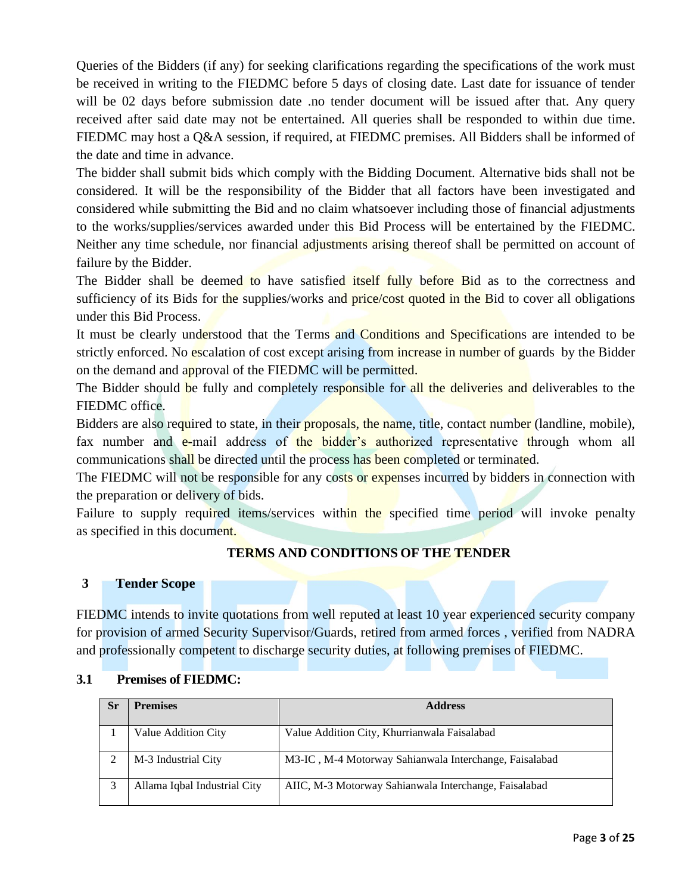Queries of the Bidders (if any) for seeking clarifications regarding the specifications of the work must be received in writing to the FIEDMC before 5 days of closing date. Last date for issuance of tender will be 02 days before submission date .no tender document will be issued after that. Any query received after said date may not be entertained. All queries shall be responded to within due time. FIEDMC may host a Q&A session, if required, at FIEDMC premises. All Bidders shall be informed of the date and time in advance.

The bidder shall submit bids which comply with the Bidding Document. Alternative bids shall not be considered. It will be the responsibility of the Bidder that all factors have been investigated and considered while submitting the Bid and no claim whatsoever including those of financial adjustments to the works/supplies/services awarded under this Bid Process will be entertained by the FIEDMC. Neither any time schedule, nor financial adjustments arising thereof shall be permitted on account of failure by the Bidder.

The Bidder shall be deemed to have satisfied itself fully before Bid as to the correctness and sufficiency of its Bids for the supplies/works and price/cost quoted in the Bid to cover all obligations under this Bid Process.

It must be clearly understood that the Terms and Conditions and Specifications are intended to be strictly enforced. No escalation of cost except arising from increase in number of guards by the Bidder on the demand and approval of the FIEDMC will be permitted.

The Bidder should be fully and completely responsible for all the deliveries and deliverables to the FIEDMC office.

Bidders are also required to state, in their proposals, the name, title, contact number (landline, mobile), fax number and e-mail address of the bidder's authorized representative through whom all communications shall be directed until the process has been completed or terminated.

The FIEDMC will not be responsible for any costs or expenses incurred by bidders in connection with the preparation or delivery of bids.

Failure to supply required items/services within the specified time period will invoke penalty as specified in this document.

## TERMS AND CONDITIONS OF THE TENDER

### 3 Tender Scope

FIEDMC intends to invite quotations from well reputed at least 10 year experienced security company for provision of armed Security Supervisor/Guards, retired from armed forces , verified from NADRA and professionally competent to discharge security duties, at following premises of FIEDMC.

### 3.1 Premises of FIEDMC:

| Sr | Premises | Address |
|---|---|---|
| 1 | Value Addition City | Value Addition City, Khurrianwala Faisalabad |
| 2 | M-3 Industrial City | M3-IC , M-4 Motorway Sahianwala Interchange, Faisalabad |
| 3 | Allama Iqbal Industrial City | AIIC, M-3 Motorway Sahianwala Interchange, Faisalabad |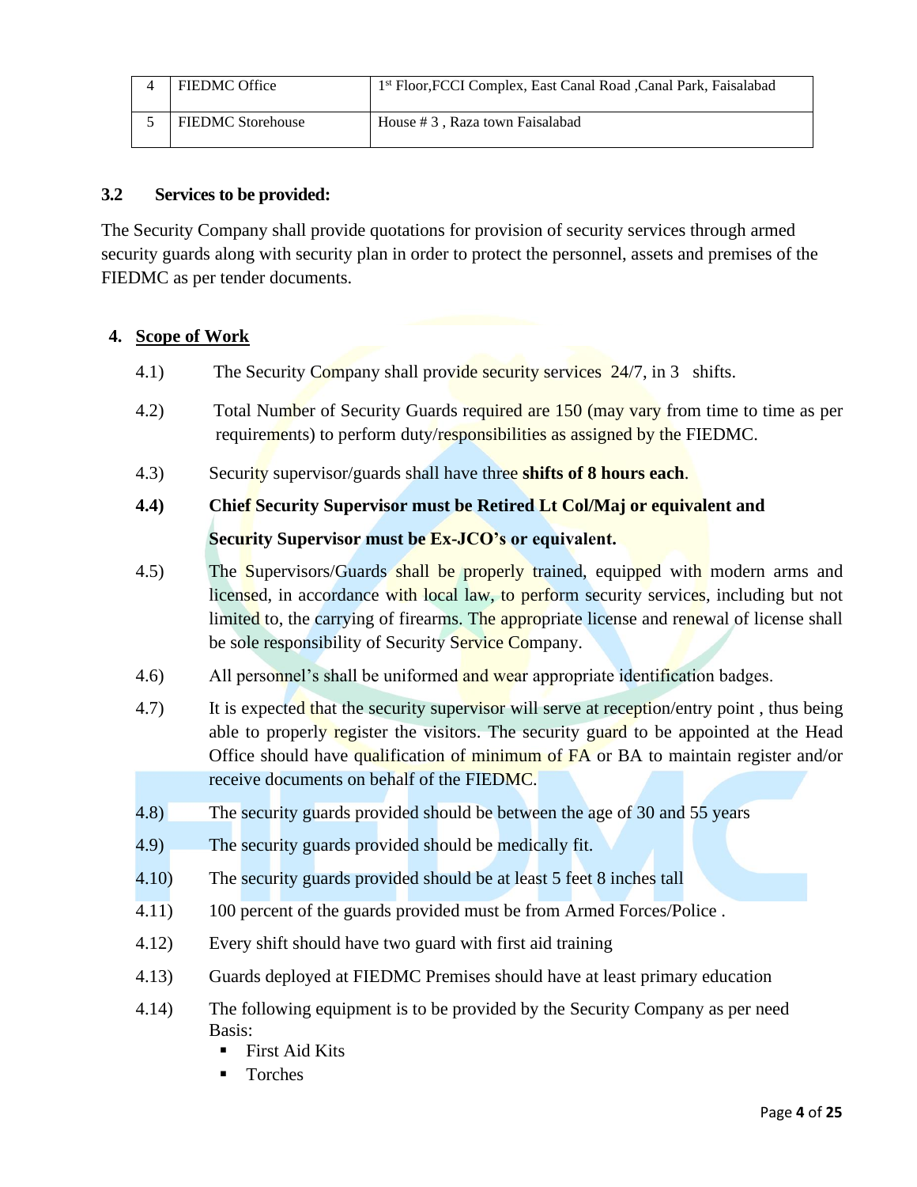| 4 | FIEDMC Office | 1st Floor,FCCI Complex, East Canal Road ,Canal Park, Faisalabad |
|---|---|---|
| 5 | FIEDMC Storehouse | House # 3 , Raza town Faisalabad |

### 3.2 Services to be provided:

The Security Company shall provide quotations for provision of security services through armed security guards along with security plan in order to protect the personnel, assets and premises of the FIEDMC as per tender documents.

## 4. Scope of Work

4.1) The Security Company shall provide security services 24/7, in 3 shifts.

4.2) Total Number of Security Guards required are 150 (may vary from time to time as per requirements) to perform duty/responsibilities as assigned by the FIEDMC.

4.3) Security supervisor/guards shall have three **shifts of 8 hours each**.

**4.4) Chief Security Supervisor must be Retired Lt Col/Maj or equivalent and Security Supervisor must be Ex-JCO's or equivalent.**

4.5) The Supervisors/Guards shall be properly trained, equipped with modern arms and licensed, in accordance with local law, to perform security services, including but not limited to, the carrying of firearms. The appropriate license and renewal of license shall be sole responsibility of Security Service Company.

4.6) All personnel's shall be uniformed and wear appropriate identification badges.

4.7) It is expected that the security supervisor will serve at reception/entry point , thus being able to properly register the visitors. The security guard to be appointed at the Head Office should have qualification of minimum of FA or BA to maintain register and/or receive documents on behalf of the FIEDMC.

4.8) The security guards provided should be between the age of 30 and 55 years

4.9) The security guards provided should be medically fit.

4.10) The security guards provided should be at least 5 feet 8 inches tall

4.11) 100 percent of the guards provided must be from Armed Forces/Police .

4.12) Every shift should have two guard with first aid training

4.13) Guards deployed at FIEDMC Premises should have at least primary education

4.14) The following equipment is to be provided by the Security Company as per need Basis:

- First Aid Kits
- Torches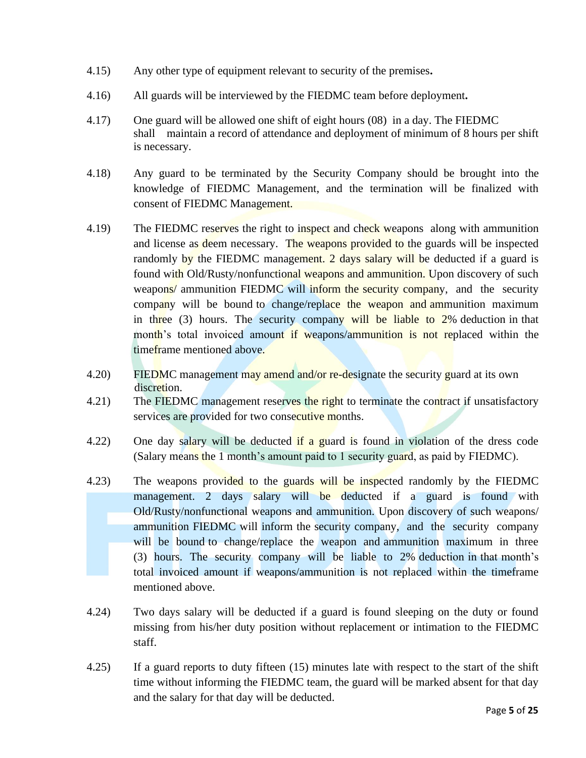4.15) Any other type of equipment relevant to security of the premises**.**

4.16) All guards will be interviewed by the FIEDMC team before deployment**.**

4.17) One guard will be allowed one shift of eight hours (08) in a day. The FIEDMC shall maintain a record of attendance and deployment of minimum of 8 hours per shift is necessary.

4.18) Any guard to be terminated by the Security Company should be brought into the knowledge of FIEDMC Management, and the termination will be finalized with consent of FIEDMC Management.

4.19) The FIEDMC reserves the right to inspect and check weapons along with ammunition and license as deem necessary. The weapons provided to the guards will be inspected randomly by the FIEDMC management. 2 days salary will be deducted if a guard is found with Old/Rusty/nonfunctional weapons and ammunition. Upon discovery of such weapons/ ammunition FIEDMC will inform the security company, and the security company will be bound to change/replace the weapon and ammunition maximum in three (3) hours. The security company will be liable to 2% deduction in that month's total invoiced amount if weapons/ammunition is not replaced within the timeframe mentioned above.

4.20) FIEDMC management may amend and/or re-designate the security guard at its own discretion.

4.21) The FIEDMC management reserves the right to terminate the contract if unsatisfactory services are provided for two consecutive months.

4.22) One day salary will be deducted if a guard is found in violation of the dress code (Salary means the 1 month's amount paid to 1 security guard, as paid by FIEDMC).

4.23) The weapons provided to the guards will be inspected randomly by the FIEDMC management. 2 days salary will be deducted if a guard is found with Old/Rusty/nonfunctional weapons and ammunition. Upon discovery of such weapons/ ammunition FIEDMC will inform the security company, and the security company will be bound to change/replace the weapon and ammunition maximum in three (3) hours. The security company will be liable to 2% deduction in that month's total invoiced amount if weapons/ammunition is not replaced within the timeframe mentioned above.

4.24) Two days salary will be deducted if a guard is found sleeping on the duty or found missing from his/her duty position without replacement or intimation to the FIEDMC staff.

4.25) If a guard reports to duty fifteen (15) minutes late with respect to the start of the shift time without informing the FIEDMC team, the guard will be marked absent for that day and the salary for that day will be deducted.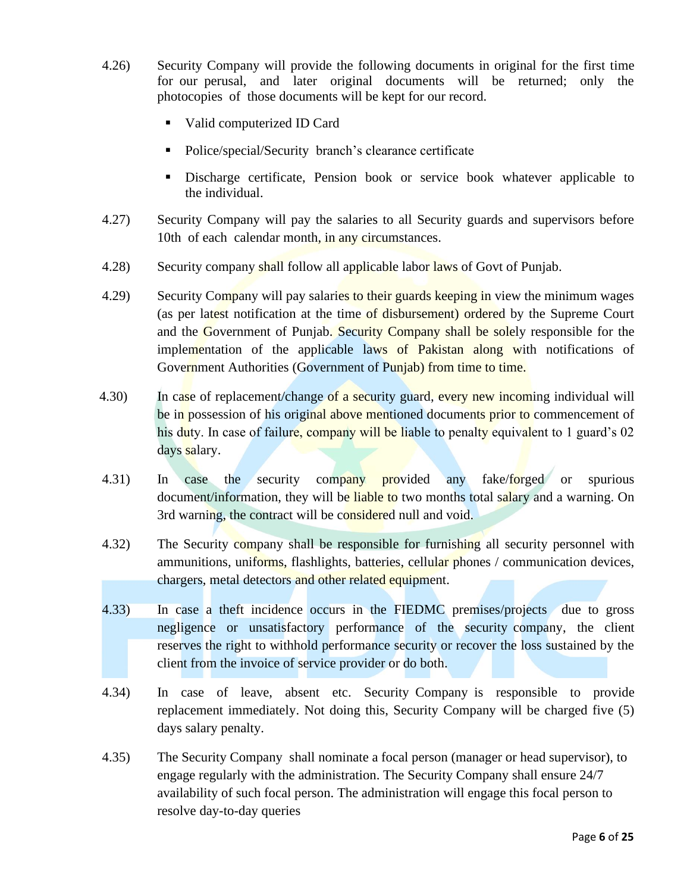4.26) Security Company will provide the following documents in original for the first time for our perusal, and later original documents will be returned; only the photocopies of those documents will be kept for our record.

- Valid computerized ID Card
- Police/special/Security branch's clearance certificate
- Discharge certificate, Pension book or service book whatever applicable to the individual.

4.27) Security Company will pay the salaries to all Security guards and supervisors before 10th of each calendar month, in any circumstances.

4.28) Security company shall follow all applicable labor laws of Govt of Punjab.

4.29) Security Company will pay salaries to their guards keeping in view the minimum wages (as per latest notification at the time of disbursement) ordered by the Supreme Court and the Government of Punjab. Security Company shall be solely responsible for the implementation of the applicable laws of Pakistan along with notifications of Government Authorities (Government of Punjab) from time to time.

4.30) In case of replacement/change of a security guard, every new incoming individual will be in possession of his original above mentioned documents prior to commencement of his duty. In case of failure, company will be liable to penalty equivalent to 1 guard's 02 days salary.

4.31) In case the security company provided any fake/forged or spurious document/information, they will be liable to two months total salary and a warning. On 3rd warning, the contract will be considered null and void.

4.32) The Security company shall be responsible for furnishing all security personnel with ammunitions, uniforms, flashlights, batteries, cellular phones / communication devices, chargers, metal detectors and other related equipment.

4.33) In case a theft incidence occurs in the FIEDMC premises/projects due to gross negligence or unsatisfactory performance of the security company, the client reserves the right to withhold performance security or recover the loss sustained by the client from the invoice of service provider or do both.

4.34) In case of leave, absent etc. Security Company is responsible to provide replacement immediately. Not doing this, Security Company will be charged five (5) days salary penalty.

4.35) The Security Company shall nominate a focal person (manager or head supervisor), to engage regularly with the administration. The Security Company shall ensure 24/7 availability of such focal person. The administration will engage this focal person to resolve day-to-day queries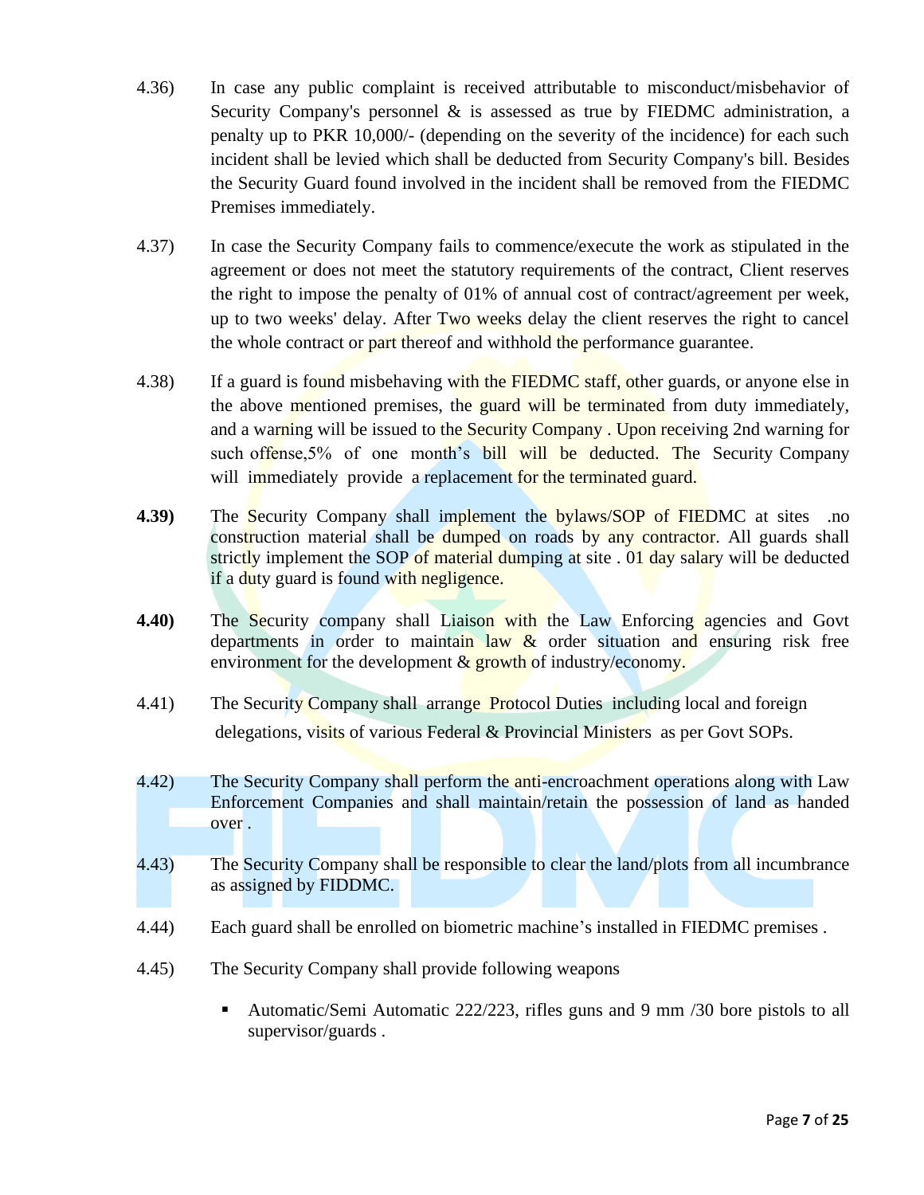4.36) In case any public complaint is received attributable to misconduct/misbehavior of Security Company's personnel & is assessed as true by FIEDMC administration, a penalty up to PKR 10,000/- (depending on the severity of the incidence) for each such incident shall be levied which shall be deducted from Security Company's bill. Besides the Security Guard found involved in the incident shall be removed from the FIEDMC Premises immediately.

4.37) In case the Security Company fails to commence/execute the work as stipulated in the agreement or does not meet the statutory requirements of the contract, Client reserves the right to impose the penalty of 01% of annual cost of contract/agreement per week, up to two weeks' delay. After Two weeks delay the client reserves the right to cancel the whole contract or part thereof and withhold the performance guarantee.

4.38) If a guard is found misbehaving with the FIEDMC staff, other guards, or anyone else in the above mentioned premises, the guard will be terminated from duty immediately, and a warning will be issued to the Security Company . Upon receiving 2nd warning for such offense,5% of one month's bill will be deducted. The Security Company will immediately provide a replacement for the terminated guard.

**4.39)** The Security Company shall implement the bylaws/SOP of FIEDMC at sites .no construction material shall be dumped on roads by any contractor. All guards shall strictly implement the SOP of material dumping at site . 01 day salary will be deducted if a duty guard is found with negligence.

**4.40)** The Security company shall Liaison with the Law Enforcing agencies and Govt departments in order to maintain law & order situation and ensuring risk free environment for the development & growth of industry/economy.

4.41) The Security Company shall arrange Protocol Duties including local and foreign delegations, visits of various Federal & Provincial Ministers as per Govt SOPs.

4.42) The Security Company shall perform the anti-encroachment operations along with Law Enforcement Companies and shall maintain/retain the possession of land as handed over .

4.43) The Security Company shall be responsible to clear the land/plots from all incumbrance as assigned by FIDDMC.

4.44) Each guard shall be enrolled on biometric machine's installed in FIEDMC premises .

4.45) The Security Company shall provide following weapons

- Automatic/Semi Automatic 222/223, rifles guns and 9 mm /30 bore pistols to all supervisor/guards .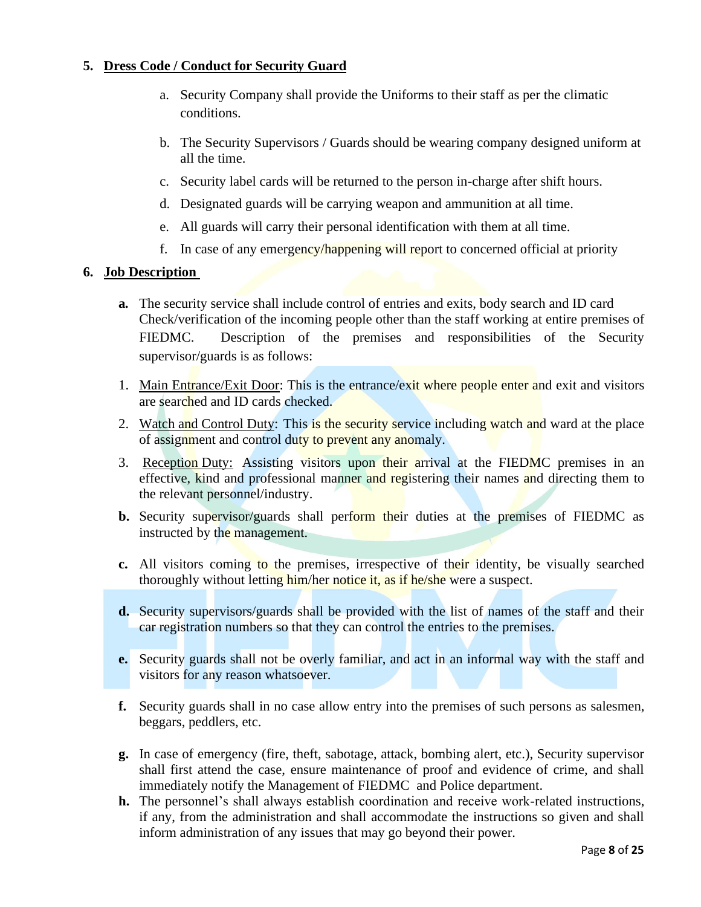## 5. Dress Code / Conduct for Security Guard

a. Security Company shall provide the Uniforms to their staff as per the climatic conditions.

b. The Security Supervisors / Guards should be wearing company designed uniform at all the time.

c. Security label cards will be returned to the person in-charge after shift hours.

d. Designated guards will be carrying weapon and ammunition at all time.

e. All guards will carry their personal identification with them at all time.

f. In case of any emergency/happening will report to concerned official at priority

## 6. Job Description

**a.** The security service shall include control of entries and exits, body search and ID card Check/verification of the incoming people other than the staff working at entire premises of FIEDMC. Description of the premises and responsibilities of the Security supervisor/guards is as follows:

1. Main Entrance/Exit Door: This is the entrance/exit where people enter and exit and visitors are searched and ID cards checked.
2. Watch and Control Duty: This is the security service including watch and ward at the place of assignment and control duty to prevent any anomaly.
3. Reception Duty: Assisting visitors upon their arrival at the FIEDMC premises in an effective, kind and professional manner and registering their names and directing them to the relevant personnel/industry.

**b.** Security supervisor/guards shall perform their duties at the premises of FIEDMC as instructed by the management.

**c.** All visitors coming to the premises, irrespective of their identity, be visually searched thoroughly without letting him/her notice it, as if he/she were a suspect.

**d.** Security supervisors/guards shall be provided with the list of names of the staff and their car registration numbers so that they can control the entries to the premises.

**e.** Security guards shall not be overly familiar, and act in an informal way with the staff and visitors for any reason whatsoever.

**f.** Security guards shall in no case allow entry into the premises of such persons as salesmen, beggars, peddlers, etc.

**g.** In case of emergency (fire, theft, sabotage, attack, bombing alert, etc.), Security supervisor shall first attend the case, ensure maintenance of proof and evidence of crime, and shall immediately notify the Management of FIEDMC and Police department.

**h.** The personnel's shall always establish coordination and receive work-related instructions, if any, from the administration and shall accommodate the instructions so given and shall inform administration of any issues that may go beyond their power.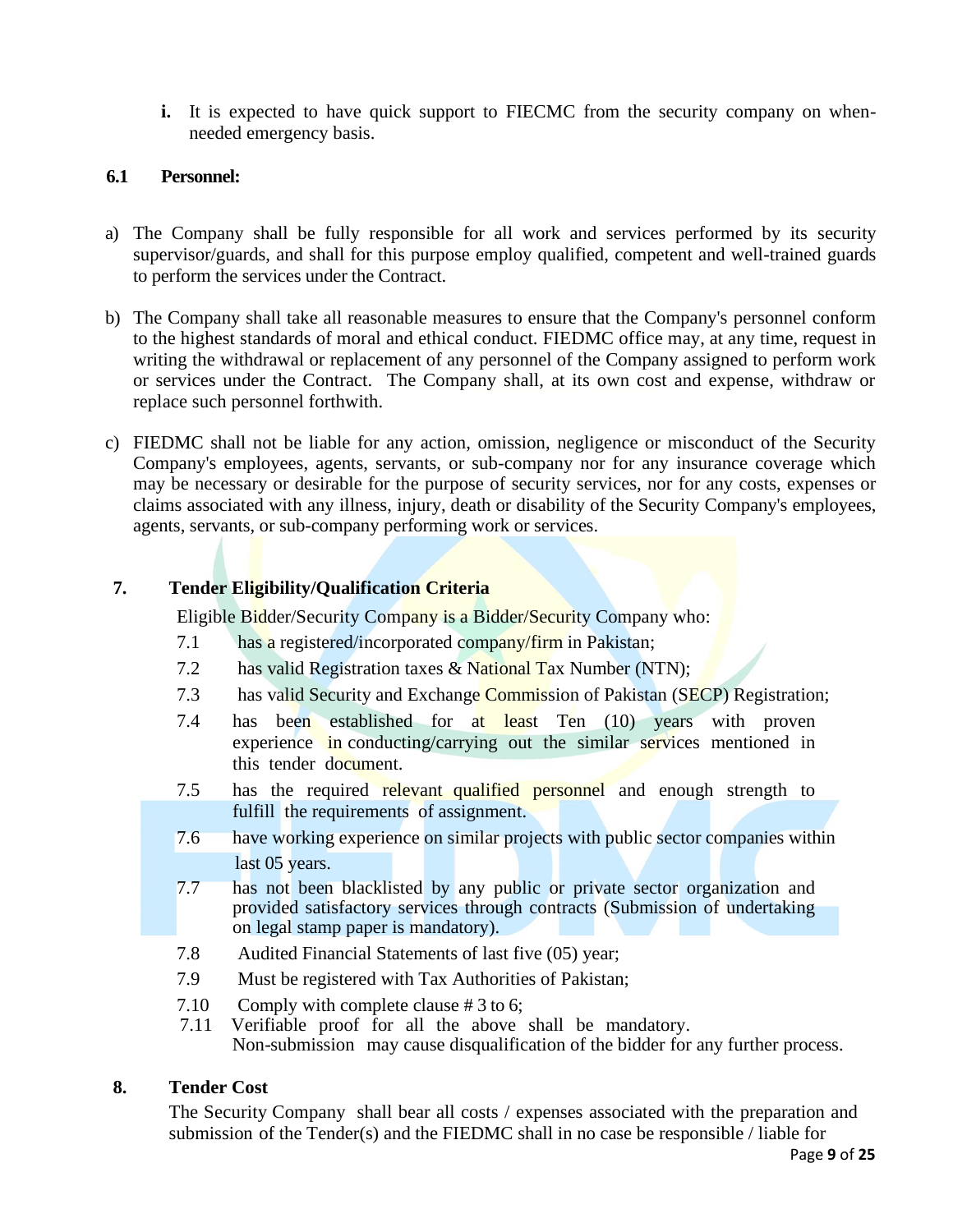i. It is expected to have quick support to FIECMC from the security company on when-needed emergency basis.

### 6.1 Personnel:

a) The Company shall be fully responsible for all work and services performed by its security supervisor/guards, and shall for this purpose employ qualified, competent and well-trained guards to perform the services under the Contract.

b) The Company shall take all reasonable measures to ensure that the Company's personnel conform to the highest standards of moral and ethical conduct. FIEDMC office may, at any time, request in writing the withdrawal or replacement of any personnel of the Company assigned to perform work or services under the Contract. The Company shall, at its own cost and expense, withdraw or replace such personnel forthwith.

c) FIEDMC shall not be liable for any action, omission, negligence or misconduct of the Security Company's employees, agents, servants, or sub-company nor for any insurance coverage which may be necessary or desirable for the purpose of security services, nor for any costs, expenses or claims associated with any illness, injury, death or disability of the Security Company's employees, agents, servants, or sub-company performing work or services.

## 7. Tender Eligibility/Qualification Criteria

Eligible Bidder/Security Company is a Bidder/Security Company who:

7.1 has a registered/incorporated company/firm in Pakistan;

7.2 has valid Registration taxes & National Tax Number (NTN);

7.3 has valid Security and Exchange Commission of Pakistan (SECP) Registration;

7.4 has been established for at least Ten (10) years with proven experience in conducting/carrying out the similar services mentioned in this tender document.

7.5 has the required relevant qualified personnel and enough strength to fulfill the requirements of assignment.

7.6 have working experience on similar projects with public sector companies within last 05 years.

7.7 has not been blacklisted by any public or private sector organization and provided satisfactory services through contracts (Submission of undertaking on legal stamp paper is mandatory).

7.8 Audited Financial Statements of last five (05) year;

7.9 Must be registered with Tax Authorities of Pakistan;

7.10 Comply with complete clause # 3 to 6;

7.11 Verifiable proof for all the above shall be mandatory. Non-submission may cause disqualification of the bidder for any further process.

## 8. Tender Cost

The Security Company shall bear all costs / expenses associated with the preparation and submission of the Tender(s) and the FIEDMC shall in no case be responsible / liable for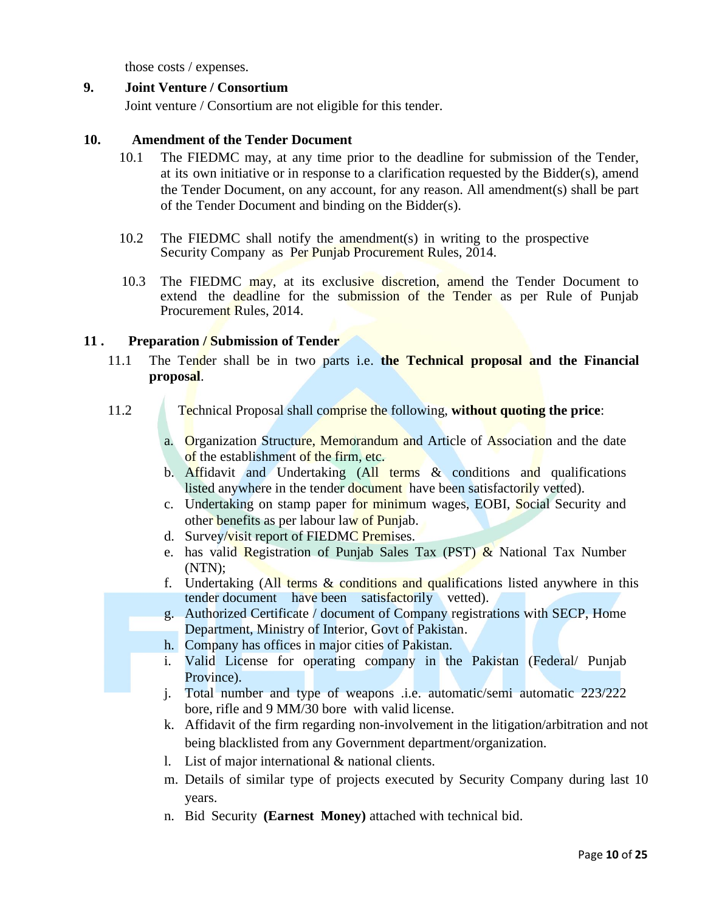those costs / expenses.

**9. Joint Venture / Consortium**

Joint venture / Consortium are not eligible for this tender.

**10. Amendment of the Tender Document**

10.1 The FIEDMC may, at any time prior to the deadline for submission of the Tender, at its own initiative or in response to a clarification requested by the Bidder(s), amend the Tender Document, on any account, for any reason. All amendment(s) shall be part of the Tender Document and binding on the Bidder(s).

10.2 The FIEDMC shall notify the amendment(s) in writing to the prospective Security Company as Per Punjab Procurement Rules, 2014.

10.3 The FIEDMC may, at its exclusive discretion, amend the Tender Document to extend the deadline for the submission of the Tender as per Rule of Punjab Procurement Rules, 2014.

**11 . Preparation / Submission of Tender**

11.1 The Tender shall be in two parts i.e. **the Technical proposal and the Financial proposal**.

11.2 Technical Proposal shall comprise the following, **without quoting the price**:

a. Organization Structure, Memorandum and Article of Association and the date of the establishment of the firm, etc.
b. Affidavit and Undertaking (All terms & conditions and qualifications listed anywhere in the tender document have been satisfactorily vetted).
c. Undertaking on stamp paper for minimum wages, EOBI, Social Security and other benefits as per labour law of Punjab.
d. Survey/visit report of FIEDMC Premises.
e. has valid Registration of Punjab Sales Tax (PST) & National Tax Number (NTN);
f. Undertaking (All terms & conditions and qualifications listed anywhere in this tender document have been satisfactorily vetted).
g. Authorized Certificate / document of Company registrations with SECP, Home Department, Ministry of Interior, Govt of Pakistan.
h. Company has offices in major cities of Pakistan.
i. Valid License for operating company in the Pakistan (Federal/ Punjab Province).
j. Total number and type of weapons .i.e. automatic/semi automatic 223/222 bore, rifle and 9 MM/30 bore with valid license.
k. Affidavit of the firm regarding non-involvement in the litigation/arbitration and not being blacklisted from any Government department/organization.
l. List of major international & national clients.
m. Details of similar type of projects executed by Security Company during last 10 years.
n. Bid Security **(Earnest Money)** attached with technical bid.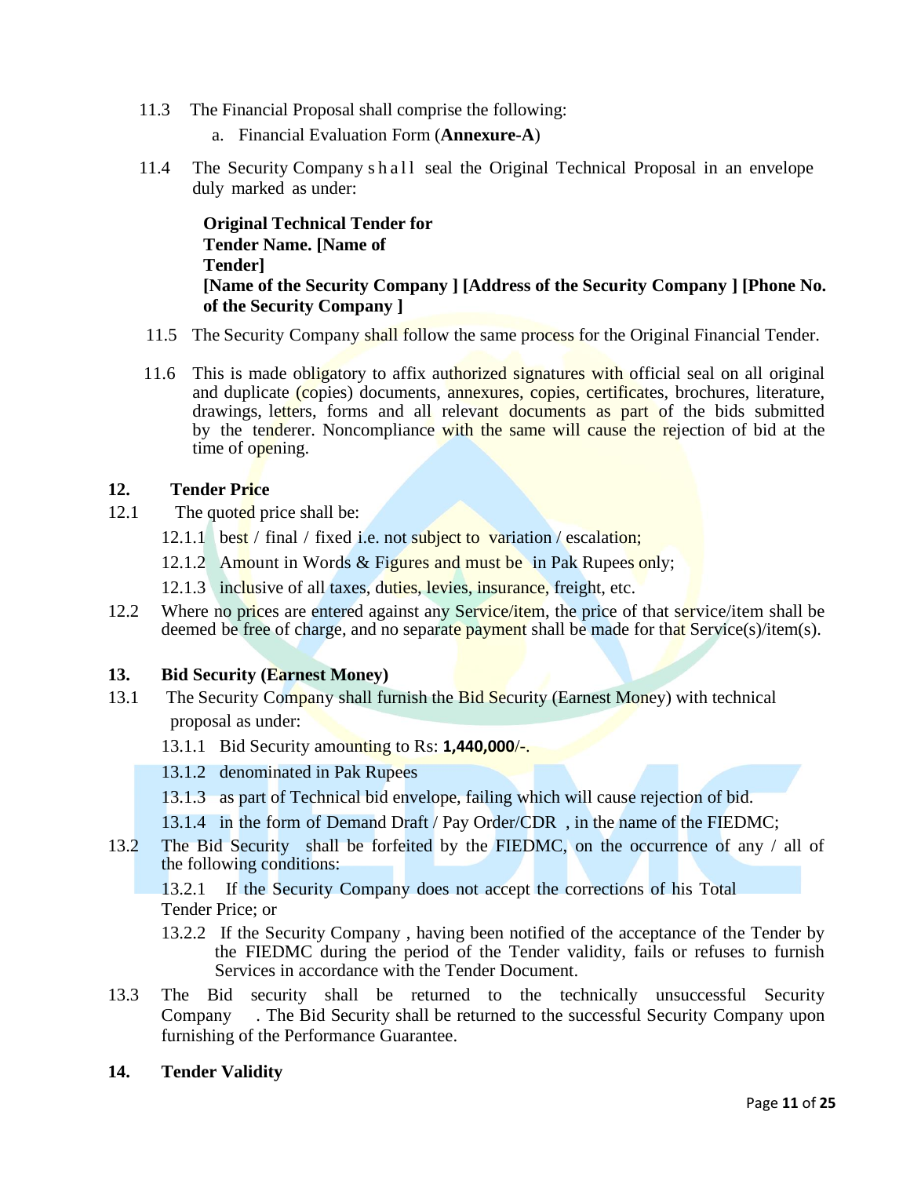11.3 The Financial Proposal shall comprise the following:

a. Financial Evaluation Form (**Annexure-A**)

11.4 The Security Company shall seal the Original Technical Proposal in an envelope duly marked as under:

**Original Technical Tender for**
**Tender Name. [Name of**
**Tender]**
**[Name of the Security Company ] [Address of the Security Company ] [Phone No. of the Security Company ]**

11.5 The Security Company shall follow the same process for the Original Financial Tender.

11.6 This is made obligatory to affix authorized signatures with official seal on all original and duplicate (copies) documents, annexures, copies, certificates, brochures, literature, drawings, letters, forms and all relevant documents as part of the bids submitted by the tenderer. Noncompliance with the same will cause the rejection of bid at the time of opening.

## 12. Tender Price

12.1 The quoted price shall be:

12.1.1 best / final / fixed i.e. not subject to variation / escalation;

12.1.2 Amount in Words & Figures and must be in Pak Rupees only;

12.1.3 inclusive of all taxes, duties, levies, insurance, freight, etc.

12.2 Where no prices are entered against any Service/item, the price of that service/item shall be deemed be free of charge, and no separate payment shall be made for that Service(s)/item(s).

## 13. Bid Security (Earnest Money)

13.1 The Security Company shall furnish the Bid Security (Earnest Money) with technical proposal as under:

13.1.1 Bid Security amounting to Rs: **1,440,000**/-.

13.1.2 denominated in Pak Rupees

13.1.3 as part of Technical bid envelope, failing which will cause rejection of bid.

13.1.4 in the form of Demand Draft / Pay Order/CDR , in the name of the FIEDMC;

13.2 The Bid Security shall be forfeited by the FIEDMC, on the occurrence of any / all of the following conditions:

13.2.1 If the Security Company does not accept the corrections of his Total Tender Price; or

13.2.2 If the Security Company , having been notified of the acceptance of the Tender by the FIEDMC during the period of the Tender validity, fails or refuses to furnish Services in accordance with the Tender Document.

13.3 The Bid security shall be returned to the technically unsuccessful Security Company . The Bid Security shall be returned to the successful Security Company upon furnishing of the Performance Guarantee.

## 14. Tender Validity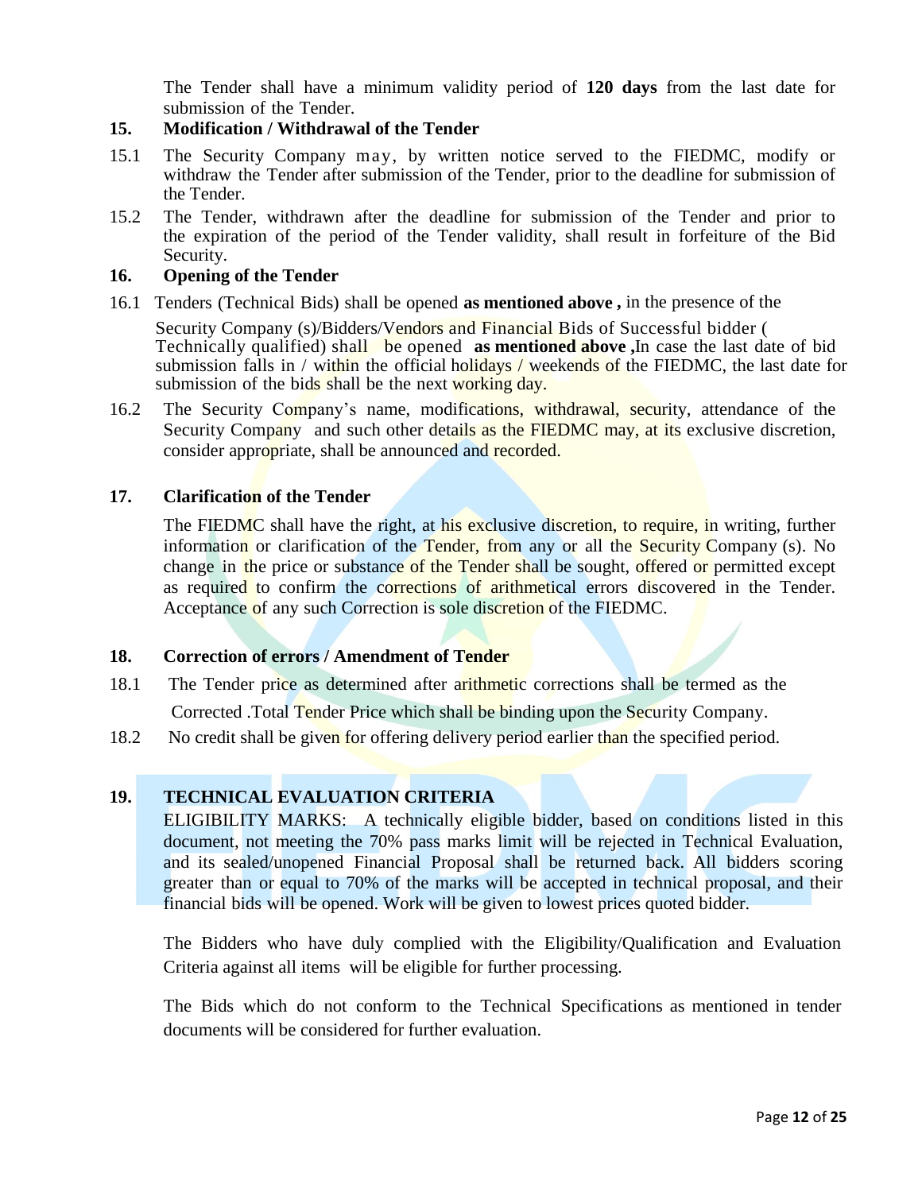The Tender shall have a minimum validity period of **120 days** from the last date for submission of the Tender.

## 15. Modification / Withdrawal of the Tender

15.1 The Security Company may, by written notice served to the FIEDMC, modify or withdraw the Tender after submission of the Tender, prior to the deadline for submission of the Tender.

15.2 The Tender, withdrawn after the deadline for submission of the Tender and prior to the expiration of the period of the Tender validity, shall result in forfeiture of the Bid Security.

## 16. Opening of the Tender

16.1 Tenders (Technical Bids) shall be opened **as mentioned above ,** in the presence of the Security Company (s)/Bidders/Vendors and Financial Bids of Successful bidder ( Technically qualified) shall be opened **as mentioned above ,**In case the last date of bid submission falls in / within the official holidays / weekends of the FIEDMC, the last date for submission of the bids shall be the next working day.

16.2 The Security Company's name, modifications, withdrawal, security, attendance of the Security Company and such other details as the FIEDMC may, at its exclusive discretion, consider appropriate, shall be announced and recorded.

## 17. Clarification of the Tender

The FIEDMC shall have the right, at his exclusive discretion, to require, in writing, further information or clarification of the Tender, from any or all the Security Company (s). No change in the price or substance of the Tender shall be sought, offered or permitted except as required to confirm the corrections of arithmetical errors discovered in the Tender. Acceptance of any such Correction is sole discretion of the FIEDMC.

## 18. Correction of errors / Amendment of Tender

18.1 The Tender price as determined after arithmetic corrections shall be termed as the Corrected .Total Tender Price which shall be binding upon the Security Company.

18.2 No credit shall be given for offering delivery period earlier than the specified period.

## 19. TECHNICAL EVALUATION CRITERIA

ELIGIBILITY MARKS: A technically eligible bidder, based on conditions listed in this document, not meeting the 70% pass marks limit will be rejected in Technical Evaluation, and its sealed/unopened Financial Proposal shall be returned back. All bidders scoring greater than or equal to 70% of the marks will be accepted in technical proposal, and their financial bids will be opened. Work will be given to lowest prices quoted bidder.

The Bidders who have duly complied with the Eligibility/Qualification and Evaluation Criteria against all items will be eligible for further processing.

The Bids which do not conform to the Technical Specifications as mentioned in tender documents will be considered for further evaluation.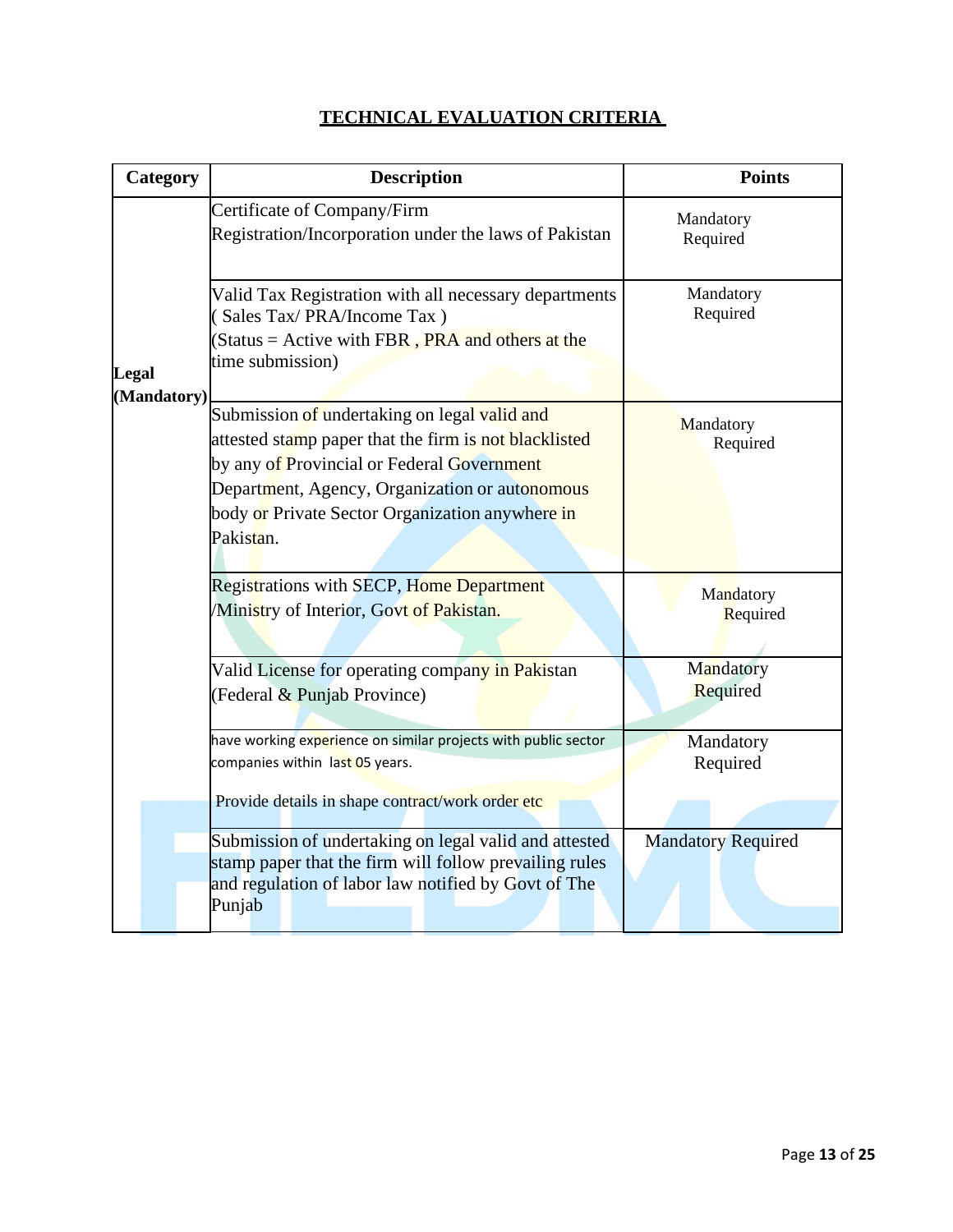## TECHNICAL EVALUATION CRITERIA

| Category | Description | Points |
|---|---|---|
| Legal (Mandatory) | Certificate of Company/Firm Registration/Incorporation under the laws of Pakistan | Mandatory Required |
| | Valid Tax Registration with all necessary departments ( Sales Tax/ PRA/Income Tax ) (Status = Active with FBR , PRA and others at the time submission) | Mandatory Required |
| | Submission of undertaking on legal valid and attested stamp paper that the firm is not blacklisted by any of Provincial or Federal Government Department, Agency, Organization or autonomous body or Private Sector Organization anywhere in Pakistan. | Mandatory Required |
| | Registrations with SECP, Home Department /Ministry of Interior, Govt of Pakistan. | Mandatory Required |
| | Valid License for operating company in Pakistan (Federal & Punjab Province) | Mandatory Required |
| | have working experience on similar projects with public sector companies within last 05 years. Provide details in shape contract/work order etc | Mandatory Required |
| | Submission of undertaking on legal valid and attested stamp paper that the firm will follow prevailing rules and regulation of labor law notified by Govt of The Punjab | Mandatory Required |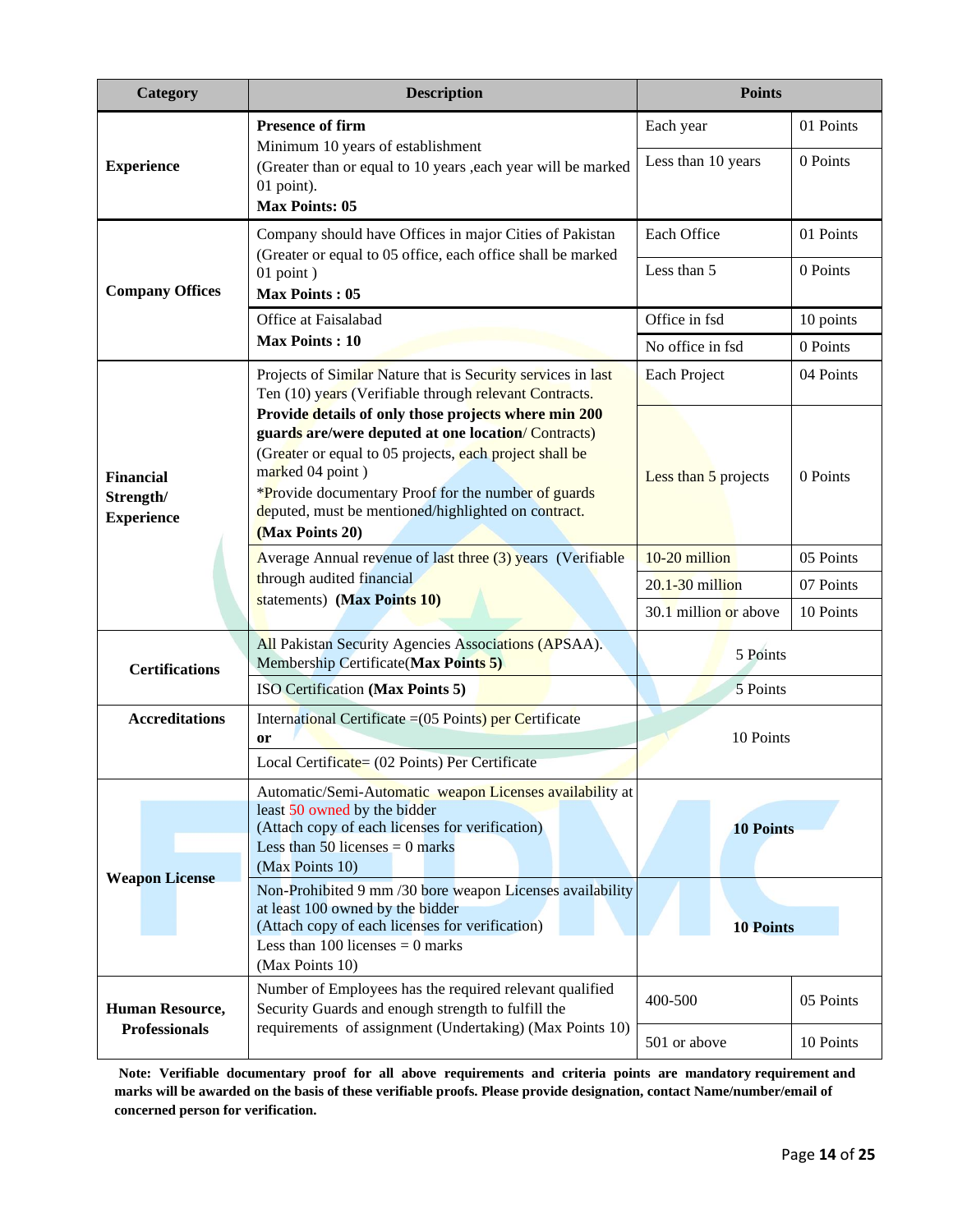| Category | Description | Points | |
|---|---|---|---|
| **Experience** | **Presence of firm** Minimum 10 years of establishment (Greater than or equal to 10 years ,each year will be marked 01 point). **Max Points: 05** | Each year | 01 Points |
| | | Less than 10 years | 0 Points |
| **Company Offices** | Company should have Offices in major Cities of Pakistan (Greater or equal to 05 office, each office shall be marked 01 point ) **Max Points : 05** | Each Office | 01 Points |
| | | Less than 5 | 0 Points |
| | Office at Faisalabad **Max Points : 10** | Office in fsd | 10 points |
| | | No office in fsd | 0 Points |
| **Financial Strength/ Experience** | Projects of Similar Nature that is Security services in last Ten (10) years (Verifiable through relevant Contracts. **Provide details of only those projects where min 200 guards are/were deputed at one location**/ Contracts) (Greater or equal to 05 projects, each project shall be marked 04 point ) *Provide documentary Proof for the number of guards deputed, must be mentioned/highlighted on contract. **(Max Points 20)** | Each Project | 04 Points |
| | | Less than 5 projects | 0 Points |
| | Average Annual revenue of last three (3) years (Verifiable through audited financial statements) **(Max Points 10)** | 10-20 million | 05 Points |
| | | 20.1-30 million | 07 Points |
| | | 30.1 million or above | 10 Points |
| **Certifications** | All Pakistan Security Agencies Associations (APSAA). Membership Certificate(**Max Points 5)** | 5 Points | |
| | ISO Certification **(Max Points 5)** | 5 Points | |
| **Accreditations** | International Certificate =(05 Points) per Certificate **or** Local Certificate= (02 Points) Per Certificate | 10 Points | |
| **Weapon License** | Automatic/Semi-Automatic weapon Licenses availability at least 50 owned by the bidder (Attach copy of each licenses for verification) Less than 50 licenses = 0 marks (Max Points 10) | **10 Points** | |
| | Non-Prohibited 9 mm /30 bore weapon Licenses availability at least 100 owned by the bidder (Attach copy of each licenses for verification) Less than 100 licenses = 0 marks (Max Points 10) | **10 Points** | |
| **Human Resource, Professionals** | Number of Employees has the required relevant qualified Security Guards and enough strength to fulfill the requirements of assignment (Undertaking) (Max Points 10) | 400-500 | 05 Points |
| | | 501 or above | 10 Points |

**Note: Verifiable documentary proof for all above requirements and criteria points are mandatory requirement and marks will be awarded on the basis of these verifiable proofs. Please provide designation, contact Name/number/email of concerned person for verification.**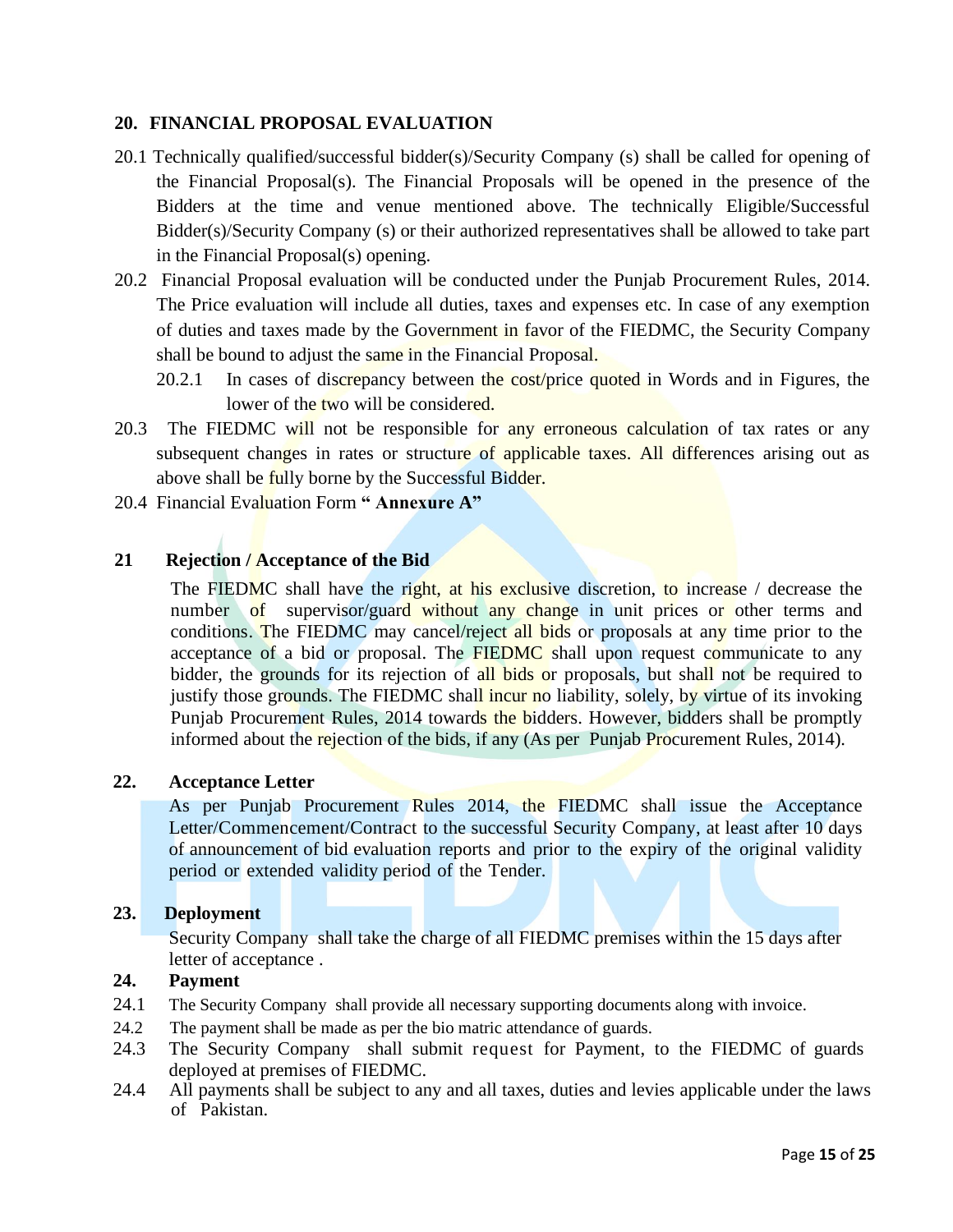## 20. FINANCIAL PROPOSAL EVALUATION

20.1 Technically qualified/successful bidder(s)/Security Company (s) shall be called for opening of the Financial Proposal(s). The Financial Proposals will be opened in the presence of the Bidders at the time and venue mentioned above. The technically Eligible/Successful Bidder(s)/Security Company (s) or their authorized representatives shall be allowed to take part in the Financial Proposal(s) opening.

20.2 Financial Proposal evaluation will be conducted under the Punjab Procurement Rules, 2014. The Price evaluation will include all duties, taxes and expenses etc. In case of any exemption of duties and taxes made by the Government in favor of the FIEDMC, the Security Company shall be bound to adjust the same in the Financial Proposal.

20.2.1 In cases of discrepancy between the cost/price quoted in Words and in Figures, the lower of the two will be considered.

20.3 The FIEDMC will not be responsible for any erroneous calculation of tax rates or any subsequent changes in rates or structure of applicable taxes. All differences arising out as above shall be fully borne by the Successful Bidder.

20.4 Financial Evaluation Form **" Annexure A"**

## 21 Rejection / Acceptance of the Bid

The FIEDMC shall have the right, at his exclusive discretion, to increase / decrease the number of supervisor/guard without any change in unit prices or other terms and conditions. The FIEDMC may cancel/reject all bids or proposals at any time prior to the acceptance of a bid or proposal. The FIEDMC shall upon request communicate to any bidder, the grounds for its rejection of all bids or proposals, but shall not be required to justify those grounds. The FIEDMC shall incur no liability, solely, by virtue of its invoking Punjab Procurement Rules, 2014 towards the bidders. However, bidders shall be promptly informed about the rejection of the bids, if any (As per Punjab Procurement Rules, 2014).

## 22. Acceptance Letter

As per Punjab Procurement Rules 2014, the FIEDMC shall issue the Acceptance Letter/Commencement/Contract to the successful Security Company, at least after 10 days of announcement of bid evaluation reports and prior to the expiry of the original validity period or extended validity period of the Tender.

## 23. Deployment

Security Company shall take the charge of all FIEDMC premises within the 15 days after letter of acceptance .

## 24. Payment

24.1 The Security Company shall provide all necessary supporting documents along with invoice.

24.2 The payment shall be made as per the bio matric attendance of guards.

24.3 The Security Company shall submit request for Payment, to the FIEDMC of guards deployed at premises of FIEDMC.

24.4 All payments shall be subject to any and all taxes, duties and levies applicable under the laws of Pakistan.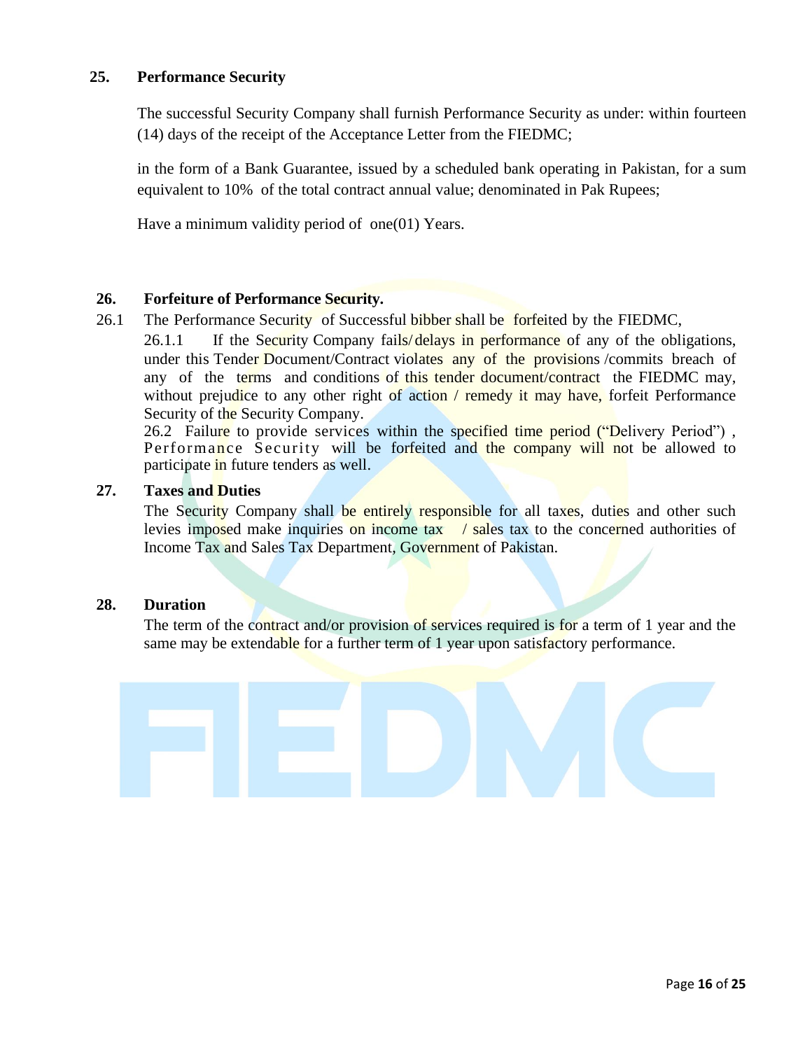## 25. Performance Security

The successful Security Company shall furnish Performance Security as under: within fourteen (14) days of the receipt of the Acceptance Letter from the FIEDMC;

in the form of a Bank Guarantee, issued by a scheduled bank operating in Pakistan, for a sum equivalent to 10% of the total contract annual value; denominated in Pak Rupees;

Have a minimum validity period of one(01) Years.

## 26. Forfeiture of Performance Security.

26.1 The Performance Security of Successful bibber shall be forfeited by the FIEDMC,

26.1.1 If the Security Company fails/delays in performance of any of the obligations, under this Tender Document/Contract violates any of the provisions /commits breach of any of the terms and conditions of this tender document/contract the FIEDMC may, without prejudice to any other right of action / remedy it may have, forfeit Performance Security of the Security Company.

26.2 Failure to provide services within the specified time period ("Delivery Period") , Performance Security will be forfeited and the company will not be allowed to participate in future tenders as well.

## 27. Taxes and Duties

The Security Company shall be entirely responsible for all taxes, duties and other such levies imposed make inquiries on income tax / sales tax to the concerned authorities of Income Tax and Sales Tax Department, Government of Pakistan.

## 28. Duration

The term of the contract and/or provision of services required is for a term of 1 year and the same may be extendable for a further term of 1 year upon satisfactory performance.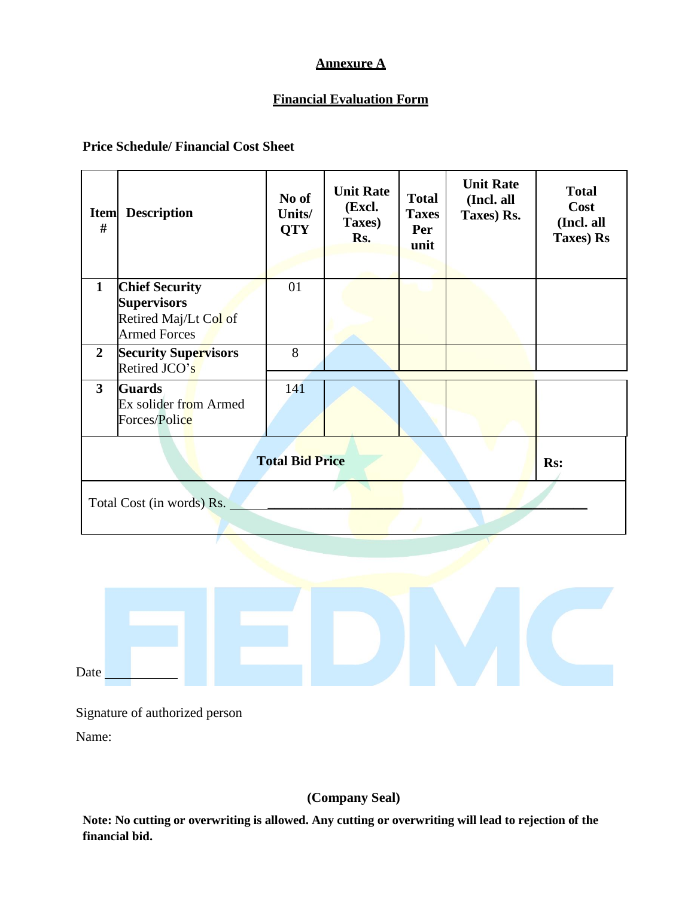## Annexure A

## Financial Evaluation Form

**Price Schedule/ Financial Cost Sheet**

| Item # | Description | No of Units/ QTY | Unit Rate (Excl. Taxes) Rs. | Total Taxes Per unit | Unit Rate (Incl. all Taxes) Rs. | Total Cost (Incl. all Taxes) Rs |
|---|---|---|---|---|---|---|
| 1 | **Chief Security Supervisors** Retired Maj/Lt Col of Armed Forces | 01 | | | | |
| 2 | **Security Supervisors** Retired JCO's | 8 | | | | |
| 3 | **Guards** Ex solider from Armed Forces/Police | 141 | | | | |
| **Total Bid Price** | | | | | | **Rs:** |
| Total Cost (in words) Rs. ______________________________ | | | | | | |

Date ___________

Signature of authorized person

Name:

**(Company Seal)**

**Note: No cutting or overwriting is allowed. Any cutting or overwriting will lead to rejection of the financial bid.**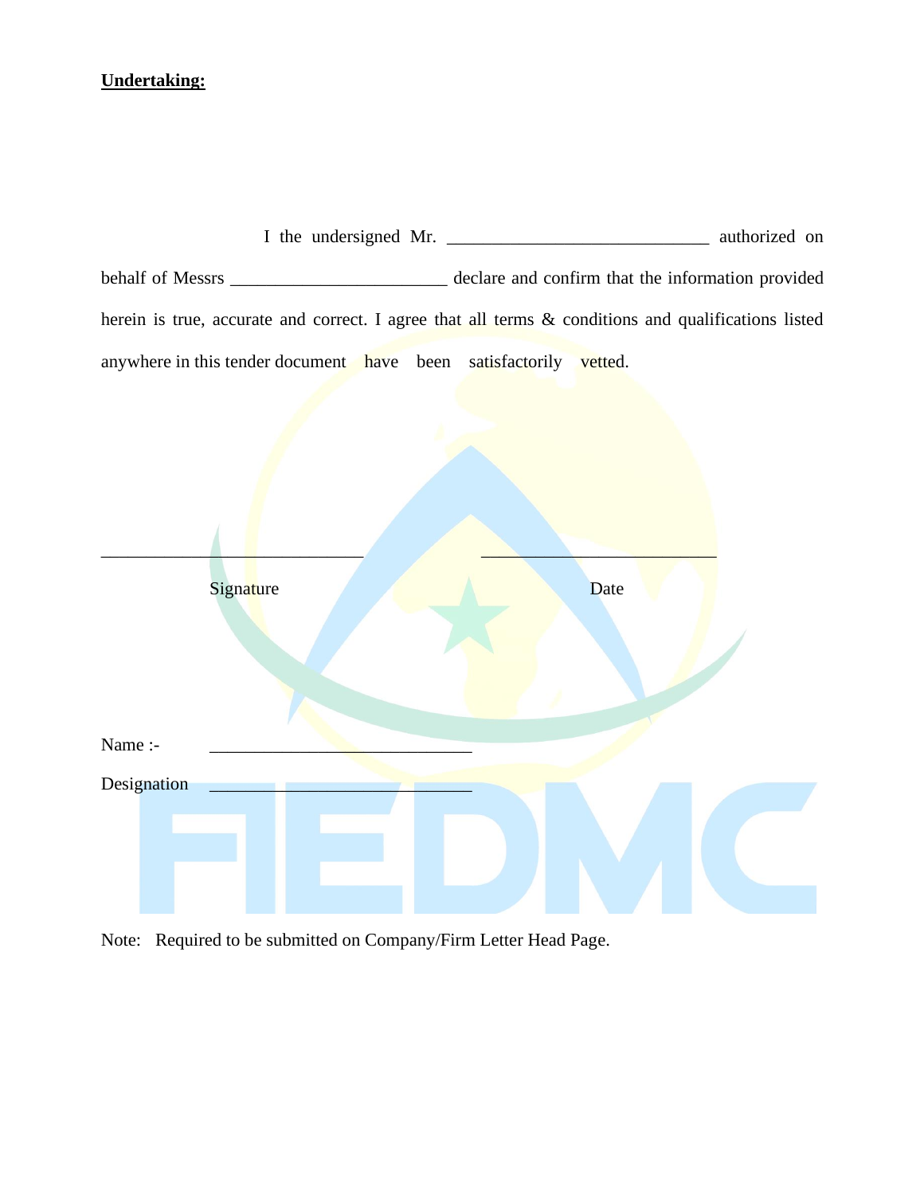**Undertaking:**

I the undersigned Mr. ______________________________ authorized on behalf of Messrs _________________________ declare and confirm that the information provided herein is true, accurate and correct. I agree that all terms & conditions and qualifications listed anywhere in this tender document have been satisfactorily vetted.

______________________________ ___________________________

Signature Date

Name :- ______________________________

Designation ______________________________

Note: Required to be submitted on Company/Firm Letter Head Page.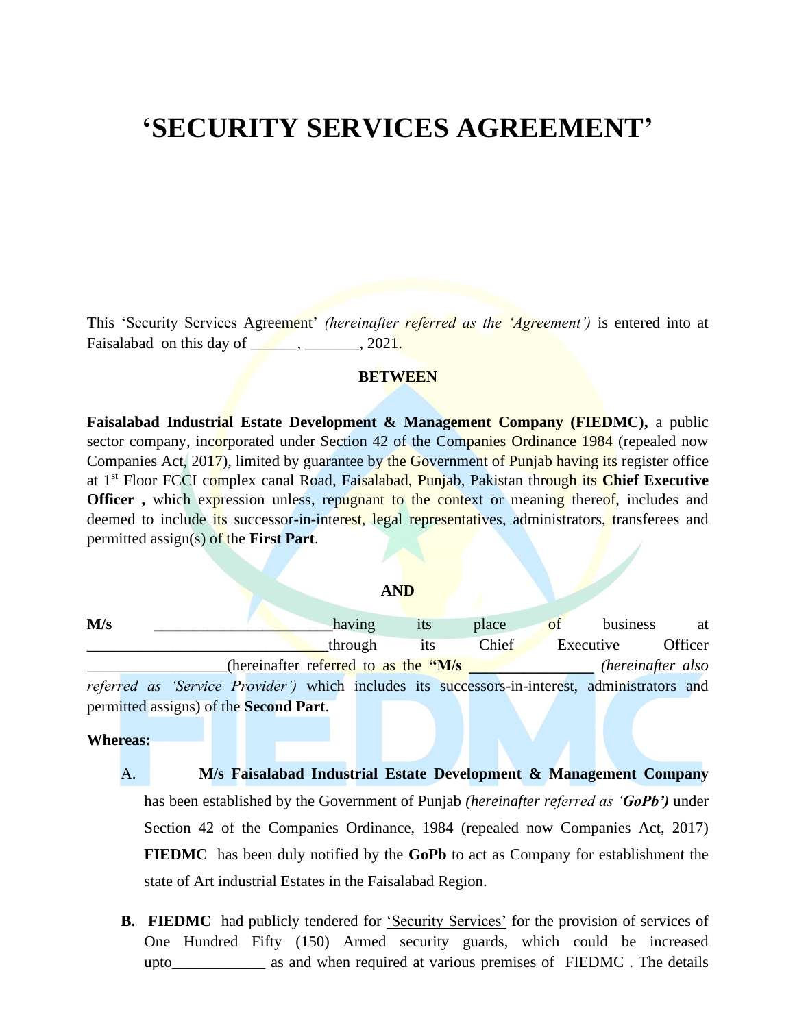# 'SECURITY SERVICES AGREEMENT'

This 'Security Services Agreement' *(hereinafter referred as the 'Agreement')* is entered into at Faisalabad on this day of ______, _______, 2021.

**BETWEEN**

**Faisalabad Industrial Estate Development & Management Company (FIEDMC),** a public sector company, incorporated under Section 42 of the Companies Ordinance 1984 (repealed now Companies Act, 2017), limited by guarantee by the Government of Punjab having its register office at 1st Floor FCCI complex canal Road, Faisalabad, Punjab, Pakistan through its **Chief Executive Officer ,** which expression unless, repugnant to the context or meaning thereof, includes and deemed to include its successor-in-interest, legal representatives, administrators, transferees and permitted assign(s) of the **First Part**.

**AND**

**M/s** _______________________having its place of business at _______________________________through its Chief Executive Officer __________________(hereinafter referred to as the **"M/s** ________________ *(hereinafter also referred as 'Service Provider')* which includes its successors-in-interest, administrators and permitted assigns) of the **Second Part**.

**Whereas:**

A. **M/s Faisalabad Industrial Estate Development & Management Company** has been established by the Government of Punjab *(hereinafter referred as '**GoPb'**)* under Section 42 of the Companies Ordinance, 1984 (repealed now Companies Act, 2017) **FIEDMC** has been duly notified by the **GoPb** to act as Company for establishment the state of Art industrial Estates in the Faisalabad Region.

**B.** **FIEDMC** had publicly tendered for 'Security Services' for the provision of services of One Hundred Fifty (150) Armed security guards, which could be increased upto____________ as and when required at various premises of FIEDMC . The details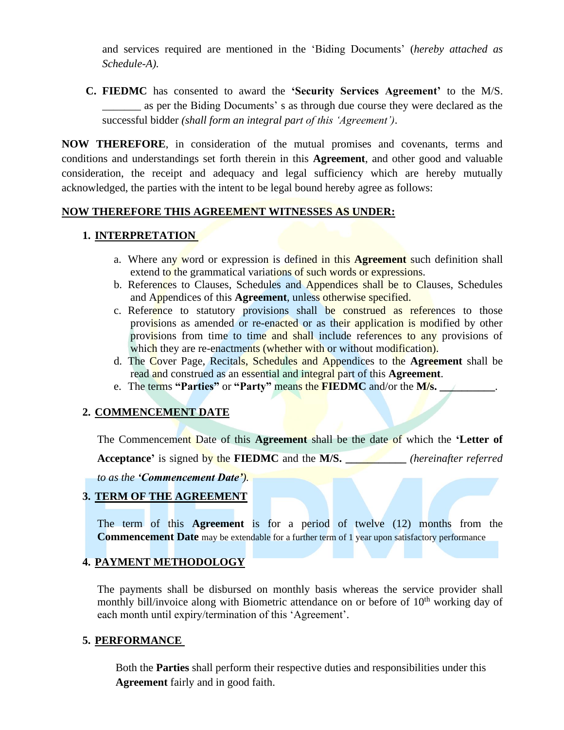and services required are mentioned in the 'Biding Documents' (*hereby attached as Schedule-A).*

**C.** **FIEDMC** has consented to award the **'Security Services Agreement'** to the M/S. _______ as per the Biding Documents' s as through due course they were declared as the successful bidder *(shall form an integral part of this 'Agreement')*.

**NOW THEREFORE**, in consideration of the mutual promises and covenants, terms and conditions and understandings set forth therein in this **Agreement**, and other good and valuable consideration, the receipt and adequacy and legal sufficiency which are hereby mutually acknowledged, the parties with the intent to be legal bound hereby agree as follows:

**NOW THEREFORE THIS AGREEMENT WITNESSES AS UNDER:**

## 1. INTERPRETATION

a. Where any word or expression is defined in this **Agreement** such definition shall extend to the grammatical variations of such words or expressions.

b. References to Clauses, Schedules and Appendices shall be to Clauses, Schedules and Appendices of this **Agreement**, unless otherwise specified.

c. Reference to statutory provisions shall be construed as references to those provisions as amended or re-enacted or as their application is modified by other provisions from time to time and shall include references to any provisions of which they are re-enactments (whether with or without modification).

d. The Cover Page, Recitals, Schedules and Appendices to the **Agreement** shall be read and construed as an essential and integral part of this **Agreement**.

e. The terms **"Parties"** or **"Party"** means the **FIEDMC** and/or the **M/s. __________**.

## 2. COMMENCEMENT DATE

The Commencement Date of this **Agreement** shall be the date of which the **'Letter of Acceptance'** is signed by the **FIEDMC** and the **M/S. ___________** *(hereinafter referred to as the **'Commencement Date'**).*

## 3. TERM OF THE AGREEMENT

The term of this **Agreement** is for a period of twelve (12) months from the **Commencement Date** may be extendable for a further term of 1 year upon satisfactory performance

## 4. PAYMENT METHODOLOGY

The payments shall be disbursed on monthly basis whereas the service provider shall monthly bill/invoice along with Biometric attendance on or before of 10th working day of each month until expiry/termination of this 'Agreement'.

## 5. PERFORMANCE

Both the **Parties** shall perform their respective duties and responsibilities under this **Agreement** fairly and in good faith.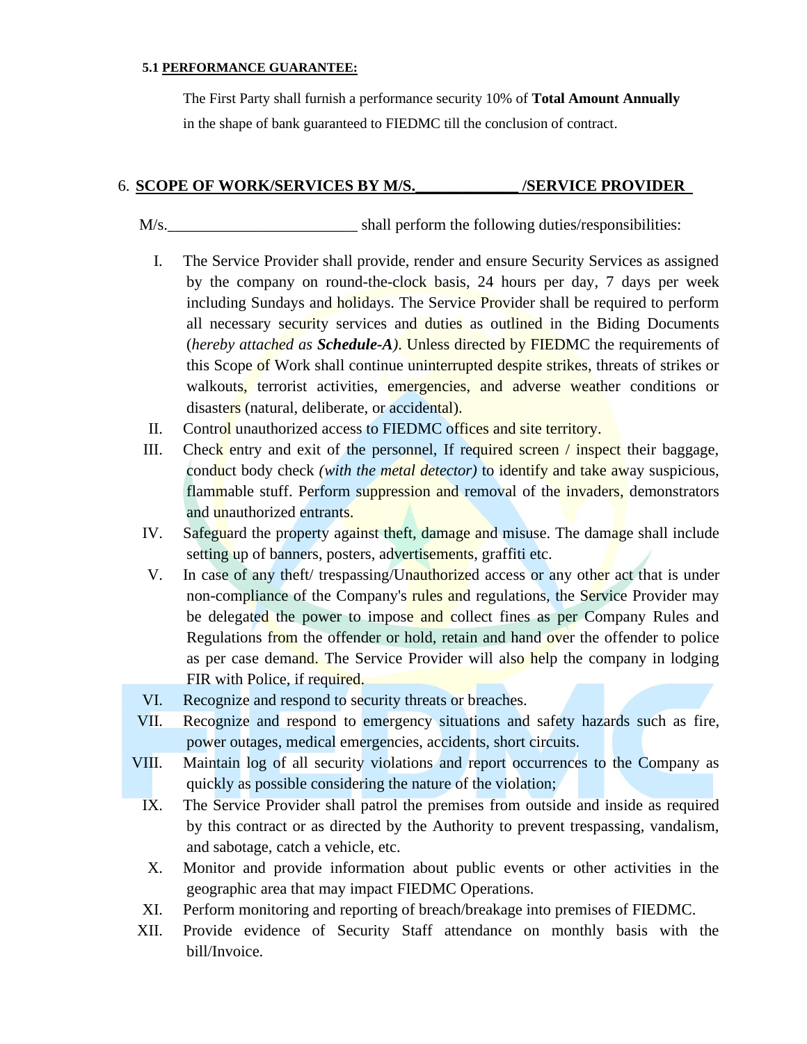#### 5.1 <u>PERFORMANCE GUARANTEE:</u>

The First Party shall furnish a performance security 10% of **Total Amount Annually** in the shape of bank guaranteed to FIEDMC till the conclusion of contract.

## 6. SCOPE OF WORK/SERVICES BY M/S.____________ /SERVICE PROVIDER

M/s.________________________ shall perform the following duties/responsibilities:

I. The Service Provider shall provide, render and ensure Security Services as assigned by the company on round-the-clock basis, 24 hours per day, 7 days per week including Sundays and holidays. The Service Provider shall be required to perform all necessary security services and duties as outlined in the Biding Documents (*hereby attached as **Schedule-A***). Unless directed by FIEDMC the requirements of this Scope of Work shall continue uninterrupted despite strikes, threats of strikes or walkouts, terrorist activities, emergencies, and adverse weather conditions or disasters (natural, deliberate, or accidental).

II. Control unauthorized access to FIEDMC offices and site territory.

III. Check entry and exit of the personnel, If required screen / inspect their baggage, conduct body check *(with the metal detector)* to identify and take away suspicious, flammable stuff. Perform suppression and removal of the invaders, demonstrators and unauthorized entrants.

IV. Safeguard the property against theft, damage and misuse. The damage shall include setting up of banners, posters, advertisements, graffiti etc.

V. In case of any theft/ trespassing/Unauthorized access or any other act that is under non-compliance of the Company's rules and regulations, the Service Provider may be delegated the power to impose and collect fines as per Company Rules and Regulations from the offender or hold, retain and hand over the offender to police as per case demand. The Service Provider will also help the company in lodging FIR with Police, if required.

VI. Recognize and respond to security threats or breaches.

VII. Recognize and respond to emergency situations and safety hazards such as fire, power outages, medical emergencies, accidents, short circuits.

VIII. Maintain log of all security violations and report occurrences to the Company as quickly as possible considering the nature of the violation;

IX. The Service Provider shall patrol the premises from outside and inside as required by this contract or as directed by the Authority to prevent trespassing, vandalism, and sabotage, catch a vehicle, etc.

X. Monitor and provide information about public events or other activities in the geographic area that may impact FIEDMC Operations.

XI. Perform monitoring and reporting of breach/breakage into premises of FIEDMC.

XII. Provide evidence of Security Staff attendance on monthly basis with the bill/Invoice.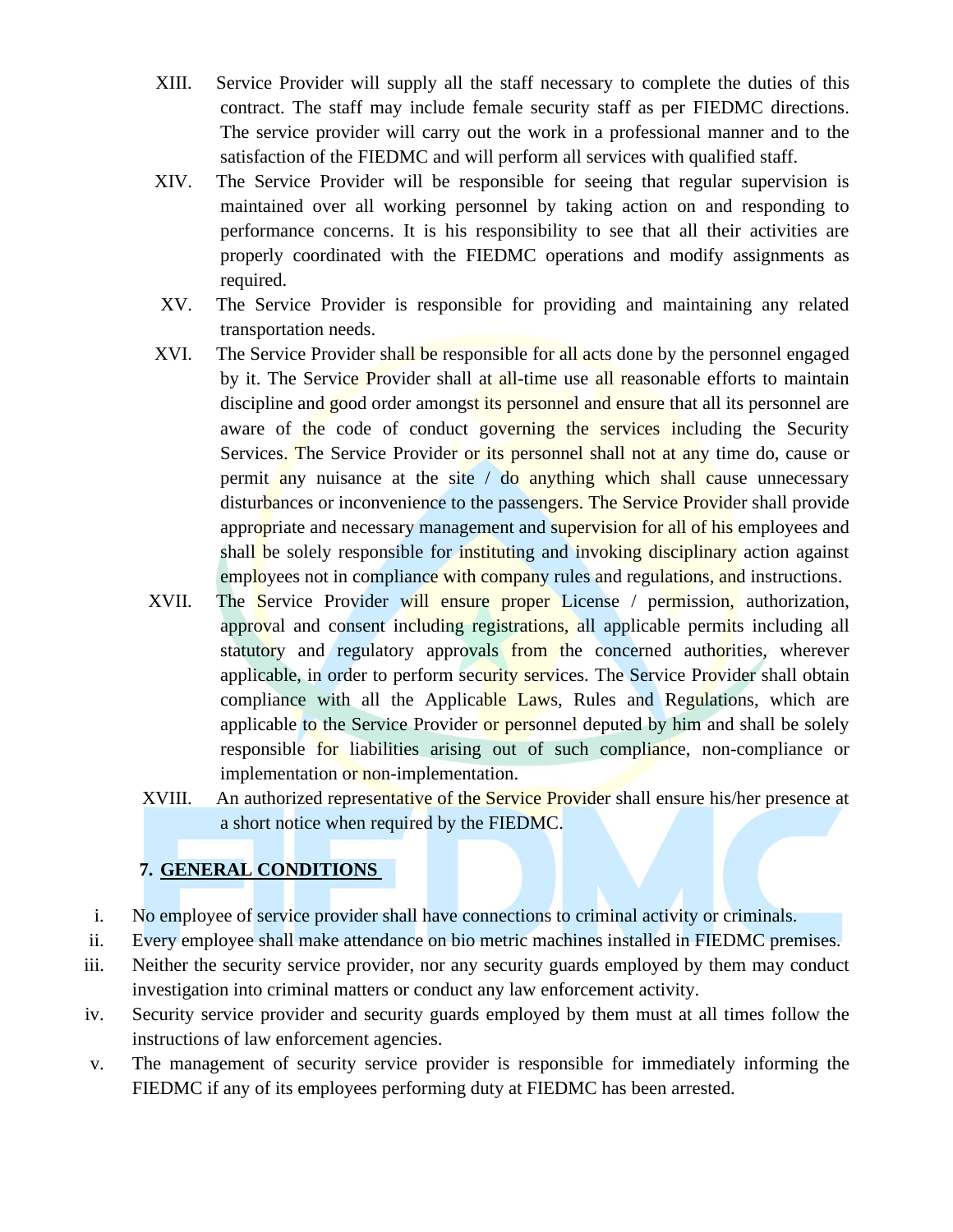XIII. Service Provider will supply all the staff necessary to complete the duties of this contract. The staff may include female security staff as per FIEDMC directions. The service provider will carry out the work in a professional manner and to the satisfaction of the FIEDMC and will perform all services with qualified staff.

XIV. The Service Provider will be responsible for seeing that regular supervision is maintained over all working personnel by taking action on and responding to performance concerns. It is his responsibility to see that all their activities are properly coordinated with the FIEDMC operations and modify assignments as required.

XV. The Service Provider is responsible for providing and maintaining any related transportation needs.

XVI. The Service Provider shall be responsible for all acts done by the personnel engaged by it. The Service Provider shall at all-time use all reasonable efforts to maintain discipline and good order amongst its personnel and ensure that all its personnel are aware of the code of conduct governing the services including the Security Services. The Service Provider or its personnel shall not at any time do, cause or permit any nuisance at the site / do anything which shall cause unnecessary disturbances or inconvenience to the passengers. The Service Provider shall provide appropriate and necessary management and supervision for all of his employees and shall be solely responsible for instituting and invoking disciplinary action against employees not in compliance with company rules and regulations, and instructions.

XVII. The Service Provider will ensure proper License / permission, authorization, approval and consent including registrations, all applicable permits including all statutory and regulatory approvals from the concerned authorities, wherever applicable, in order to perform security services. The Service Provider shall obtain compliance with all the Applicable Laws, Rules and Regulations, which are applicable to the Service Provider or personnel deputed by him and shall be solely responsible for liabilities arising out of such compliance, non-compliance or implementation or non-implementation.

XVIII. An authorized representative of the Service Provider shall ensure his/her presence at a short notice when required by the FIEDMC.

## 7. GENERAL CONDITIONS

i. No employee of service provider shall have connections to criminal activity or criminals.

ii. Every employee shall make attendance on bio metric machines installed in FIEDMC premises.

iii. Neither the security service provider, nor any security guards employed by them may conduct investigation into criminal matters or conduct any law enforcement activity.

iv. Security service provider and security guards employed by them must at all times follow the instructions of law enforcement agencies.

v. The management of security service provider is responsible for immediately informing the FIEDMC if any of its employees performing duty at FIEDMC has been arrested.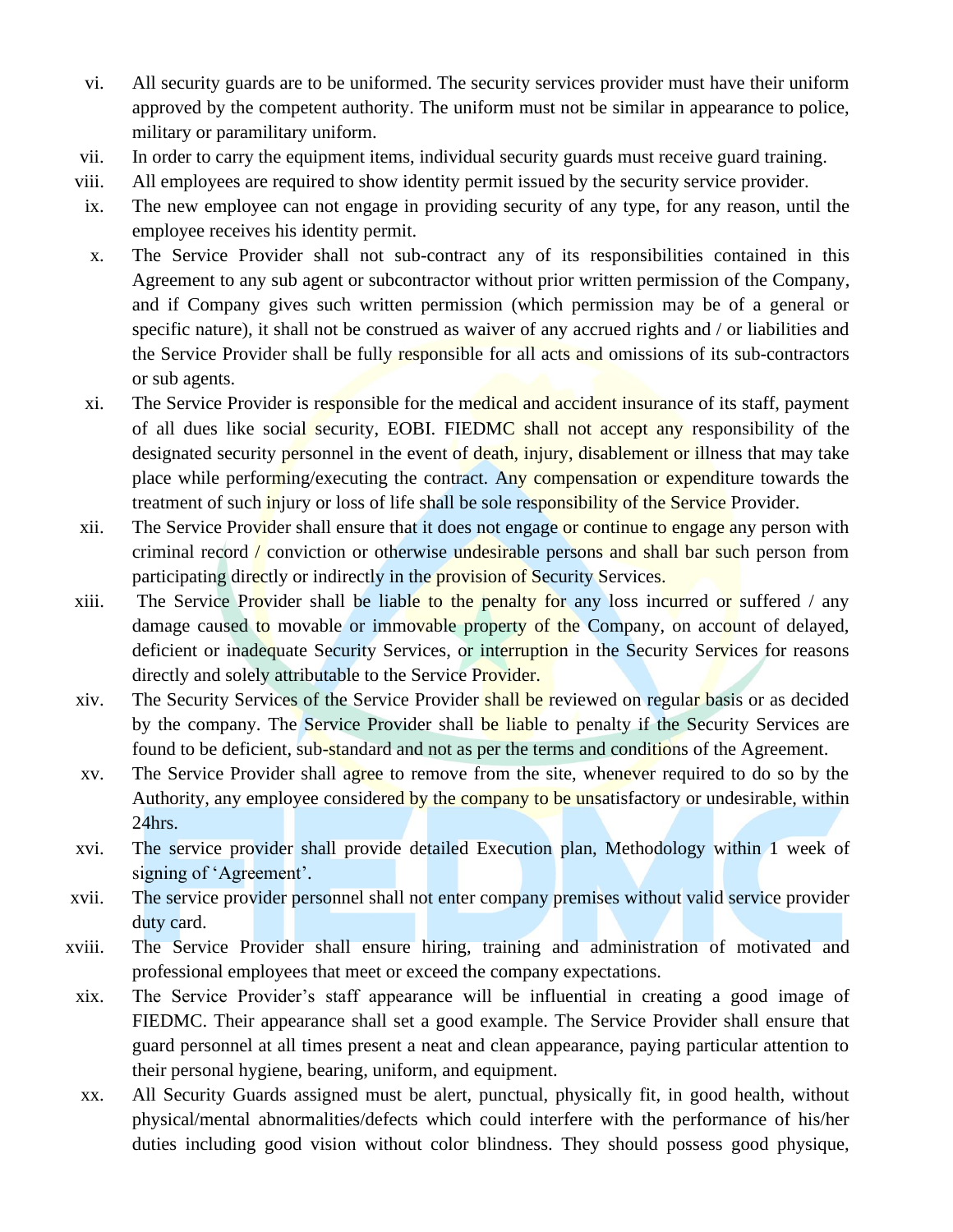vi. All security guards are to be uniformed. The security services provider must have their uniform approved by the competent authority. The uniform must not be similar in appearance to police, military or paramilitary uniform.

vii. In order to carry the equipment items, individual security guards must receive guard training.

viii. All employees are required to show identity permit issued by the security service provider.

ix. The new employee can not engage in providing security of any type, for any reason, until the employee receives his identity permit.

x. The Service Provider shall not sub-contract any of its responsibilities contained in this Agreement to any sub agent or subcontractor without prior written permission of the Company, and if Company gives such written permission (which permission may be of a general or specific nature), it shall not be construed as waiver of any accrued rights and / or liabilities and the Service Provider shall be fully responsible for all acts and omissions of its sub-contractors or sub agents.

xi. The Service Provider is responsible for the medical and accident insurance of its staff, payment of all dues like social security, EOBI. FIEDMC shall not accept any responsibility of the designated security personnel in the event of death, injury, disablement or illness that may take place while performing/executing the contract. Any compensation or expenditure towards the treatment of such injury or loss of life shall be sole responsibility of the Service Provider.

xii. The Service Provider shall ensure that it does not engage or continue to engage any person with criminal record / conviction or otherwise undesirable persons and shall bar such person from participating directly or indirectly in the provision of Security Services.

xiii. The Service Provider shall be liable to the penalty for any loss incurred or suffered / any damage caused to movable or immovable property of the Company, on account of delayed, deficient or inadequate Security Services, or interruption in the Security Services for reasons directly and solely attributable to the Service Provider.

xiv. The Security Services of the Service Provider shall be reviewed on regular basis or as decided by the company. The Service Provider shall be liable to penalty if the Security Services are found to be deficient, sub-standard and not as per the terms and conditions of the Agreement.

xv. The Service Provider shall agree to remove from the site, whenever required to do so by the Authority, any employee considered by the company to be unsatisfactory or undesirable, within 24hrs.

xvi. The service provider shall provide detailed Execution plan, Methodology within 1 week of signing of 'Agreement'.

xvii. The service provider personnel shall not enter company premises without valid service provider duty card.

xviii. The Service Provider shall ensure hiring, training and administration of motivated and professional employees that meet or exceed the company expectations.

xix. The Service Provider's staff appearance will be influential in creating a good image of FIEDMC. Their appearance shall set a good example. The Service Provider shall ensure that guard personnel at all times present a neat and clean appearance, paying particular attention to their personal hygiene, bearing, uniform, and equipment.

xx. All Security Guards assigned must be alert, punctual, physically fit, in good health, without physical/mental abnormalities/defects which could interfere with the performance of his/her duties including good vision without color blindness. They should possess good physique,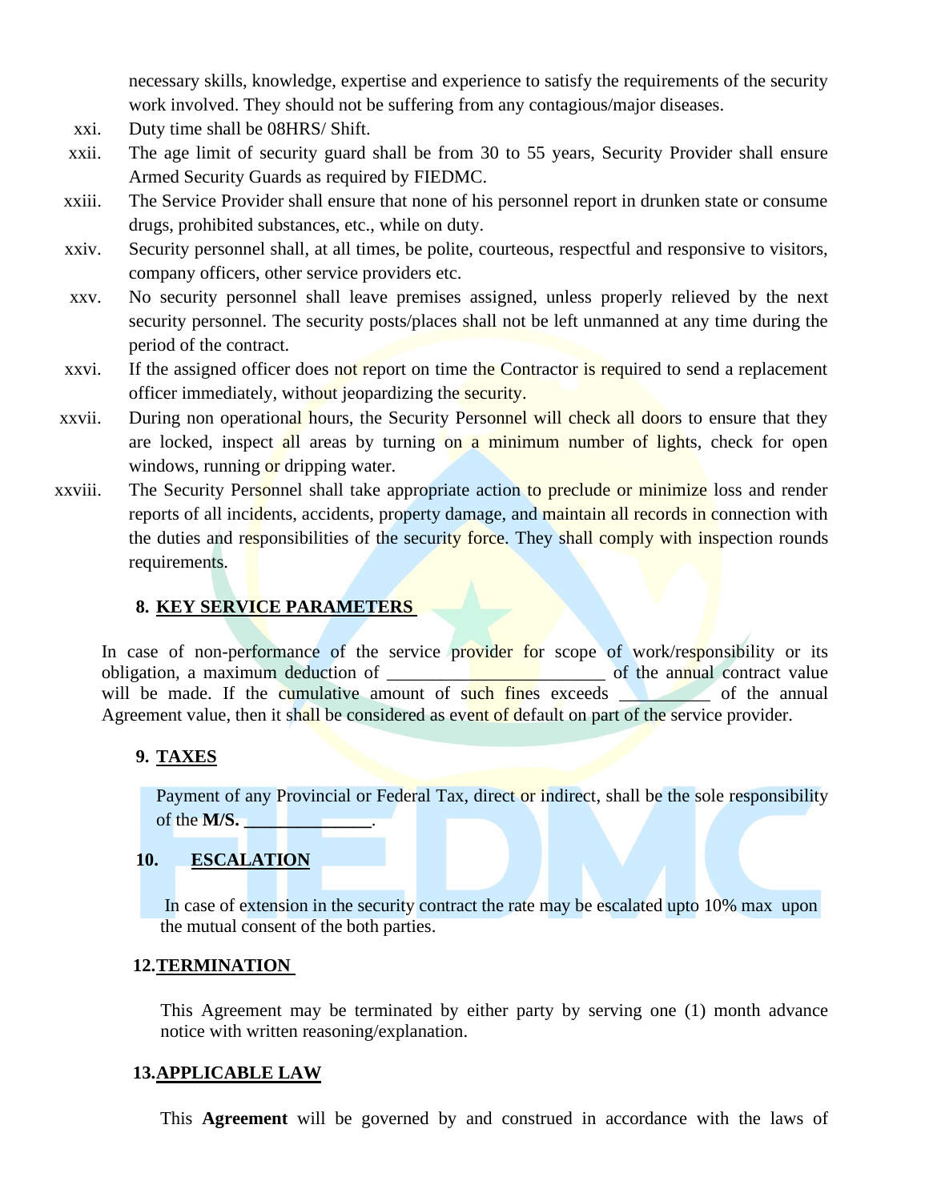necessary skills, knowledge, expertise and experience to satisfy the requirements of the security work involved. They should not be suffering from any contagious/major diseases.

xxi. Duty time shall be 08HRS/ Shift.

xxii. The age limit of security guard shall be from 30 to 55 years, Security Provider shall ensure Armed Security Guards as required by FIEDMC.

xxiii. The Service Provider shall ensure that none of his personnel report in drunken state or consume drugs, prohibited substances, etc., while on duty.

xxiv. Security personnel shall, at all times, be polite, courteous, respectful and responsive to visitors, company officers, other service providers etc.

xxv. No security personnel shall leave premises assigned, unless properly relieved by the next security personnel. The security posts/places shall not be left unmanned at any time during the period of the contract.

xxvi. If the assigned officer does not report on time the Contractor is required to send a replacement officer immediately, without jeopardizing the security.

xxvii. During non operational hours, the Security Personnel will check all doors to ensure that they are locked, inspect all areas by turning on a minimum number of lights, check for open windows, running or dripping water.

xxviii. The Security Personnel shall take appropriate action to preclude or minimize loss and render reports of all incidents, accidents, property damage, and maintain all records in connection with the duties and responsibilities of the security force. They shall comply with inspection rounds requirements.

## 8. KEY SERVICE PARAMETERS

In case of non-performance of the service provider for scope of work/responsibility or its obligation, a maximum deduction of ________________________ of the annual contract value will be made. If the cumulative amount of such fines exceeds __________ of the annual Agreement value, then it shall be considered as event of default on part of the service provider.

## 9. TAXES

Payment of any Provincial or Federal Tax, direct or indirect, shall be the sole responsibility of the **M/S. _____________**.

## 10. ESCALATION

In case of extension in the security contract the rate may be escalated upto 10% max upon the mutual consent of the both parties.

## 12. TERMINATION

This Agreement may be terminated by either party by serving one (1) month advance notice with written reasoning/explanation.

## 13. APPLICABLE LAW

This **Agreement** will be governed by and construed in accordance with the laws of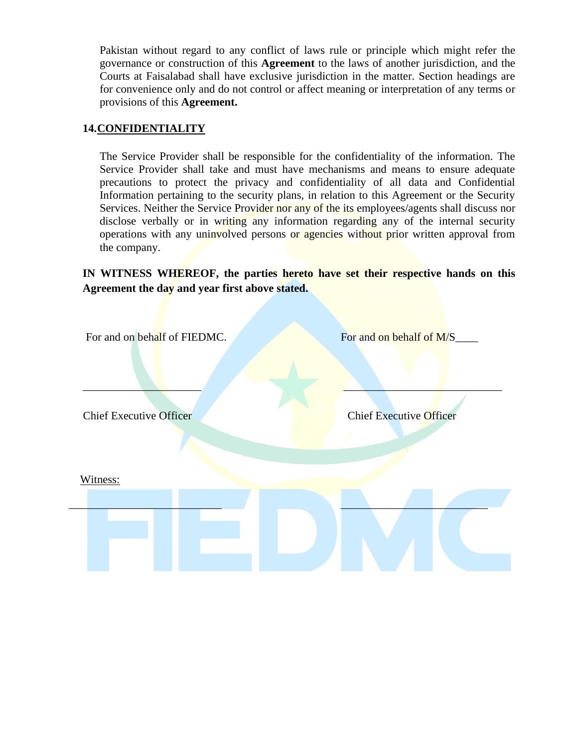Pakistan without regard to any conflict of laws rule or principle which might refer the governance or construction of this **Agreement** to the laws of another jurisdiction, and the Courts at Faisalabad shall have exclusive jurisdiction in the matter. Section headings are for convenience only and do not control or affect meaning or interpretation of any terms or provisions of this **Agreement.**

**14.<u>CONFIDENTIALITY</u>**

The Service Provider shall be responsible for the confidentiality of the information. The Service Provider shall take and must have mechanisms and means to ensure adequate precautions to protect the privacy and confidentiality of all data and Confidential Information pertaining to the security plans, in relation to this Agreement or the Security Services. Neither the Service Provider nor any of the its employees/agents shall discuss nor disclose verbally or in writing any information regarding any of the internal security operations with any uninvolved persons or agencies without prior written approval from the company.

**IN WITNESS WHEREOF, the parties hereto have set their respective hands on this Agreement the day and year first above stated.**

For and on behalf of FIEDMC.

_____________________

Chief Executive Officer

For and on behalf of M/S____

____________________________

Chief Executive Officer

<u>Witness:</u>

___________________________

__________________________